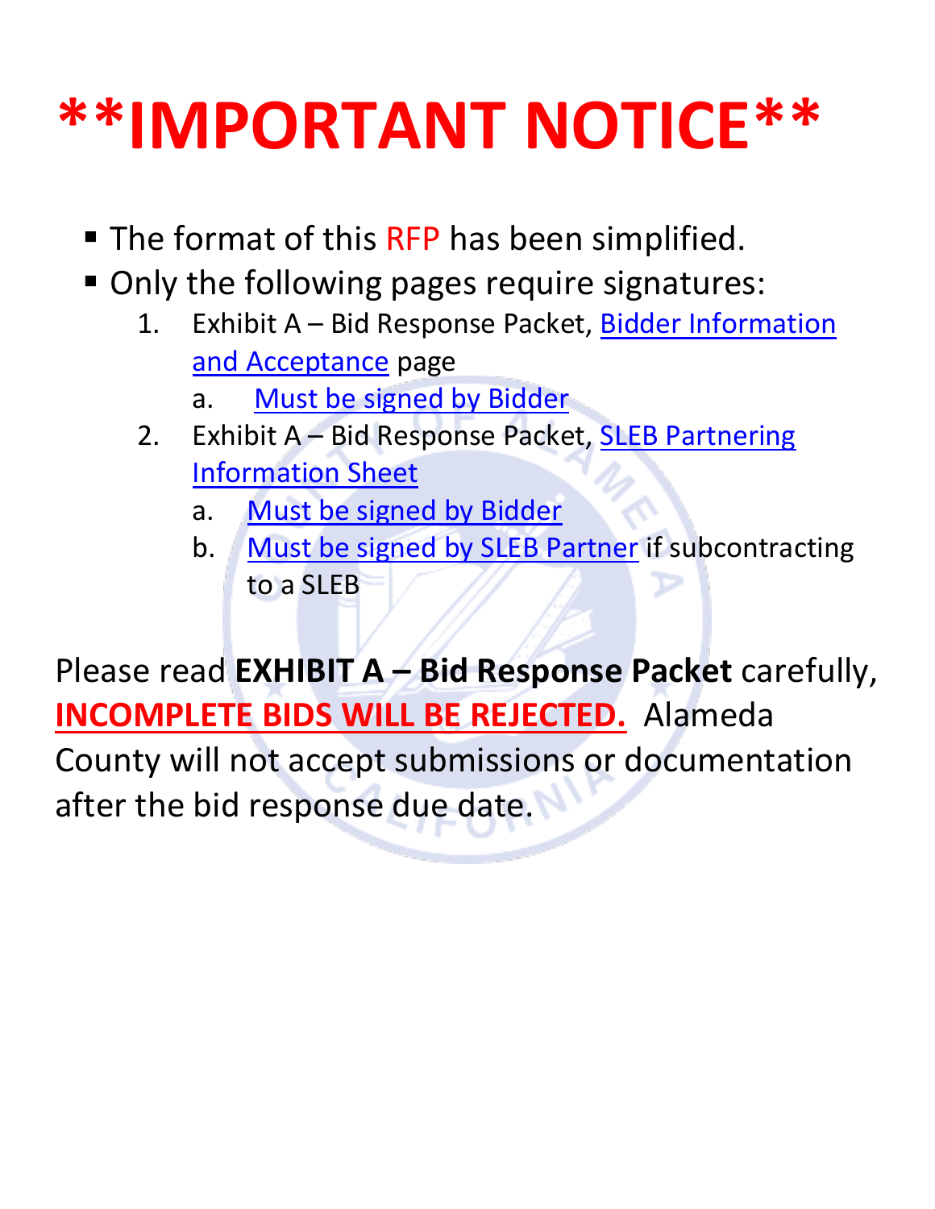# \*\*IMPORTANT NOTICE\*\*

- The format of this RFP has been simplified.
- Only the following pages require signatures:
  1. Exhibit A – Bid Response Packet, Bidder Information and Acceptance page
     a. Must be signed by Bidder
  2. Exhibit A – Bid Response Packet, SLEB Partnering Information Sheet
     a. Must be signed by Bidder
     b. Must be signed by SLEB Partner if subcontracting to a SLEB

Please read **EXHIBIT A – Bid Response Packet** carefully, **INCOMPLETE BIDS WILL BE REJECTED.** Alameda County will not accept submissions or documentation after the bid response due date.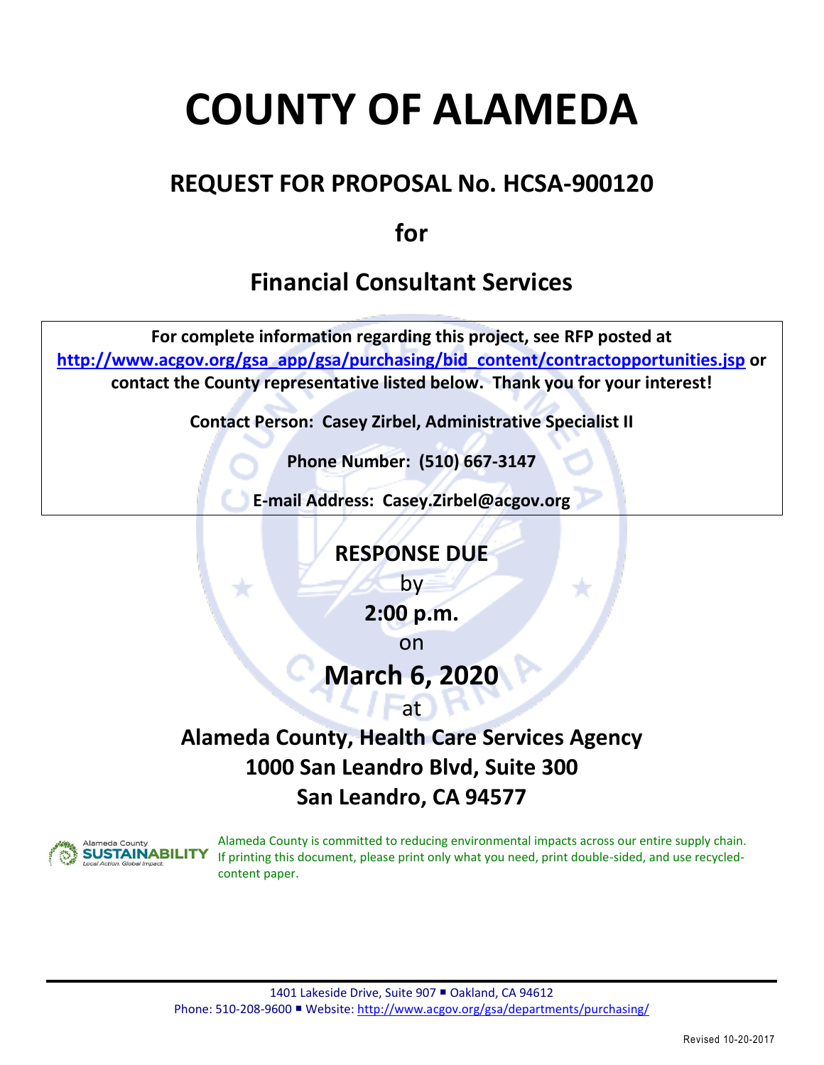# COUNTY OF ALAMEDA

## REQUEST FOR PROPOSAL No. HCSA-900120

## for

## Financial Consultant Services

**For complete information regarding this project, see RFP posted at [http://www.acgov.org/gsa_app/gsa/purchasing/bid_content/contractopportunities.jsp](http://www.acgov.org/gsa_app/gsa/purchasing/bid_content/contractopportunities.jsp) or contact the County representative listed below. Thank you for your interest!**

**Contact Person: Casey Zirbel, Administrative Specialist II**

**Phone Number: (510) 667-3147**

**E-mail Address: Casey.Zirbel@acgov.org**

**RESPONSE DUE**

by

**2:00 p.m.**

on

**March 6, 2020**

at

**Alameda County, Health Care Services Agency**
**1000 San Leandro Blvd, Suite 300**
**San Leandro, CA 94577**

Alameda County SUSTAINABILITY Local Action, Global Impact.

Alameda County is committed to reducing environmental impacts across our entire supply chain. If printing this document, please print only what you need, print double-sided, and use recycled-content paper.

1401 Lakeside Drive, Suite 907 ▪ Oakland, CA 94612
Phone: 510-208-9600 ▪ Website: [http://www.acgov.org/gsa/departments/purchasing/](http://www.acgov.org/gsa/departments/purchasing/)

Revised 10-20-2017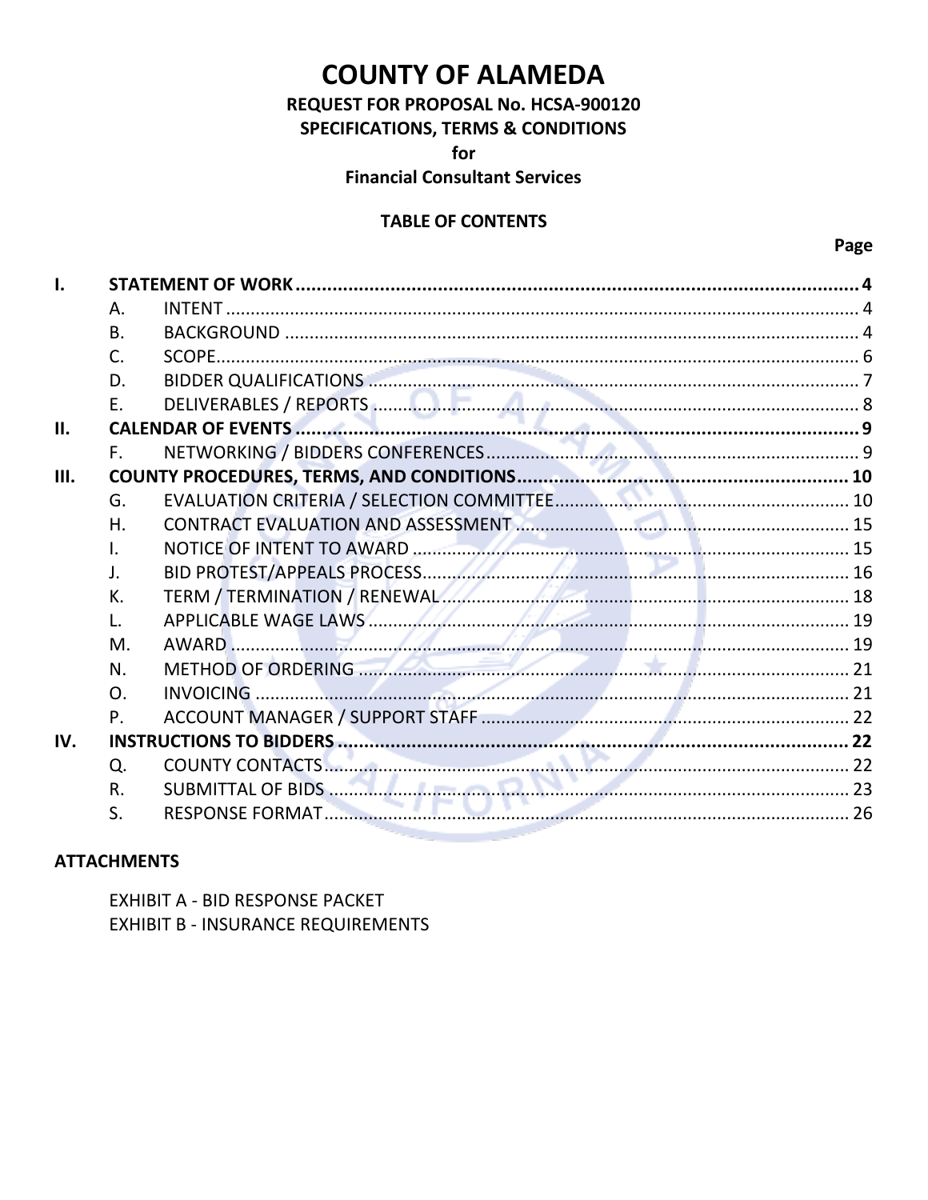# COUNTY OF ALAMEDA

**REQUEST FOR PROPOSAL No. HCSA-900120**
**SPECIFICATIONS, TERMS & CONDITIONS**
**for**
**Financial Consultant Services**

## TABLE OF CONTENTS

| | | | Page |
|---|---|---|---|
| **I.** | **STATEMENT OF WORK** | | **4** |
| | A. | INTENT | 4 |
| | B. | BACKGROUND | 4 |
| | C. | SCOPE | 6 |
| | D. | BIDDER QUALIFICATIONS | 7 |
| | E. | DELIVERABLES / REPORTS | 8 |
| **II.** | **CALENDAR OF EVENTS** | | **9** |
| | F. | NETWORKING / BIDDERS CONFERENCES | 9 |
| **III.** | **COUNTY PROCEDURES, TERMS, AND CONDITIONS** | | **10** |
| | G. | EVALUATION CRITERIA / SELECTION COMMITTEE | 10 |
| | H. | CONTRACT EVALUATION AND ASSESSMENT | 15 |
| | I. | NOTICE OF INTENT TO AWARD | 15 |
| | J. | BID PROTEST/APPEALS PROCESS | 16 |
| | K. | TERM / TERMINATION / RENEWAL | 18 |
| | L. | APPLICABLE WAGE LAWS | 19 |
| | M. | AWARD | 19 |
| | N. | METHOD OF ORDERING | 21 |
| | O. | INVOICING | 21 |
| | P. | ACCOUNT MANAGER / SUPPORT STAFF | 22 |
| **IV.** | **INSTRUCTIONS TO BIDDERS** | | **22** |
| | Q. | COUNTY CONTACTS | 22 |
| | R. | SUBMITTAL OF BIDS | 23 |
| | S. | RESPONSE FORMAT | 26 |

## ATTACHMENTS

EXHIBIT A - BID RESPONSE PACKET
EXHIBIT B - INSURANCE REQUIREMENTS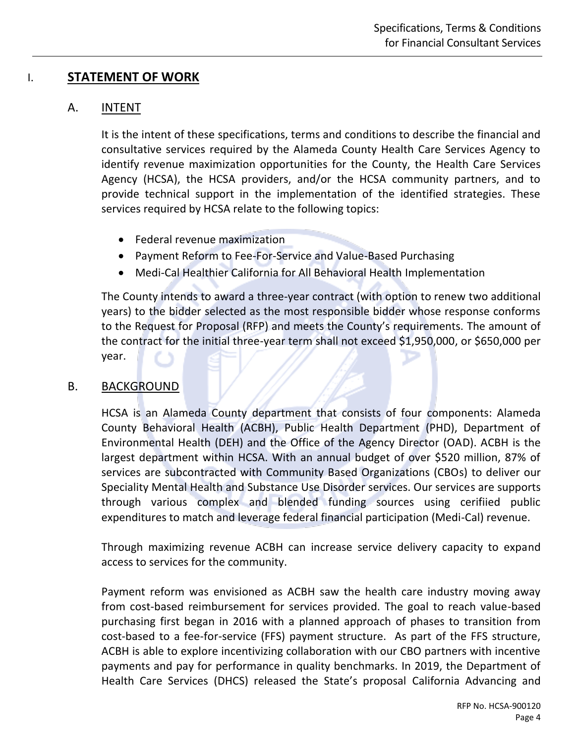# I. STATEMENT OF WORK

## A. INTENT

It is the intent of these specifications, terms and conditions to describe the financial and consultative services required by the Alameda County Health Care Services Agency to identify revenue maximization opportunities for the County, the Health Care Services Agency (HCSA), the HCSA providers, and/or the HCSA community partners, and to provide technical support in the implementation of the identified strategies. These services required by HCSA relate to the following topics:

- Federal revenue maximization
- Payment Reform to Fee-For-Service and Value-Based Purchasing
- Medi-Cal Healthier California for All Behavioral Health Implementation

The County intends to award a three-year contract (with option to renew two additional years) to the bidder selected as the most responsible bidder whose response conforms to the Request for Proposal (RFP) and meets the County's requirements. The amount of the contract for the initial three-year term shall not exceed $1,950,000, or $650,000 per year.

## B. BACKGROUND

HCSA is an Alameda County department that consists of four components: Alameda County Behavioral Health (ACBH), Public Health Department (PHD), Department of Environmental Health (DEH) and the Office of the Agency Director (OAD). ACBH is the largest department within HCSA. With an annual budget of over $520 million, 87% of services are subcontracted with Community Based Organizations (CBOs) to deliver our Speciality Mental Health and Substance Use Disorder services. Our services are supports through various complex and blended funding sources using cerifiied public expenditures to match and leverage federal financial participation (Medi-Cal) revenue.

Through maximizing revenue ACBH can increase service delivery capacity to expand access to services for the community.

Payment reform was envisioned as ACBH saw the health care industry moving away from cost-based reimbursement for services provided. The goal to reach value-based purchasing first began in 2016 with a planned approach of phases to transition from cost-based to a fee-for-service (FFS) payment structure. As part of the FFS structure, ACBH is able to explore incentivizing collaboration with our CBO partners with incentive payments and pay for performance in quality benchmarks. In 2019, the Department of Health Care Services (DHCS) released the State's proposal California Advancing and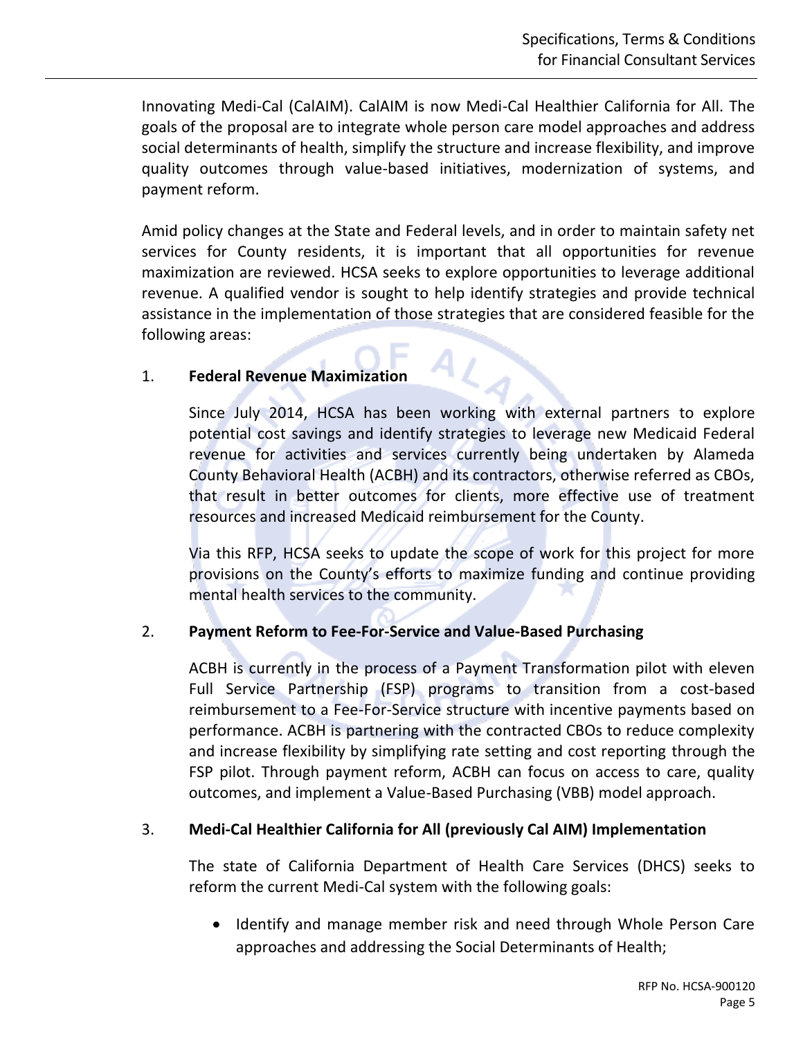Innovating Medi-Cal (CalAIM). CalAIM is now Medi-Cal Healthier California for All. The goals of the proposal are to integrate whole person care model approaches and address social determinants of health, simplify the structure and increase flexibility, and improve quality outcomes through value-based initiatives, modernization of systems, and payment reform.

Amid policy changes at the State and Federal levels, and in order to maintain safety net services for County residents, it is important that all opportunities for revenue maximization are reviewed. HCSA seeks to explore opportunities to leverage additional revenue. A qualified vendor is sought to help identify strategies and provide technical assistance in the implementation of those strategies that are considered feasible for the following areas:

1. **Federal Revenue Maximization**

   Since July 2014, HCSA has been working with external partners to explore potential cost savings and identify strategies to leverage new Medicaid Federal revenue for activities and services currently being undertaken by Alameda County Behavioral Health (ACBH) and its contractors, otherwise referred as CBOs, that result in better outcomes for clients, more effective use of treatment resources and increased Medicaid reimbursement for the County.

   Via this RFP, HCSA seeks to update the scope of work for this project for more provisions on the County's efforts to maximize funding and continue providing mental health services to the community.

2. **Payment Reform to Fee-For-Service and Value-Based Purchasing**

   ACBH is currently in the process of a Payment Transformation pilot with eleven Full Service Partnership (FSP) programs to transition from a cost-based reimbursement to a Fee-For-Service structure with incentive payments based on performance. ACBH is partnering with the contracted CBOs to reduce complexity and increase flexibility by simplifying rate setting and cost reporting through the FSP pilot. Through payment reform, ACBH can focus on access to care, quality outcomes, and implement a Value-Based Purchasing (VBB) model approach.

3. **Medi-Cal Healthier California for All (previously Cal AIM) Implementation**

   The state of California Department of Health Care Services (DHCS) seeks to reform the current Medi-Cal system with the following goals:

   - Identify and manage member risk and need through Whole Person Care approaches and addressing the Social Determinants of Health;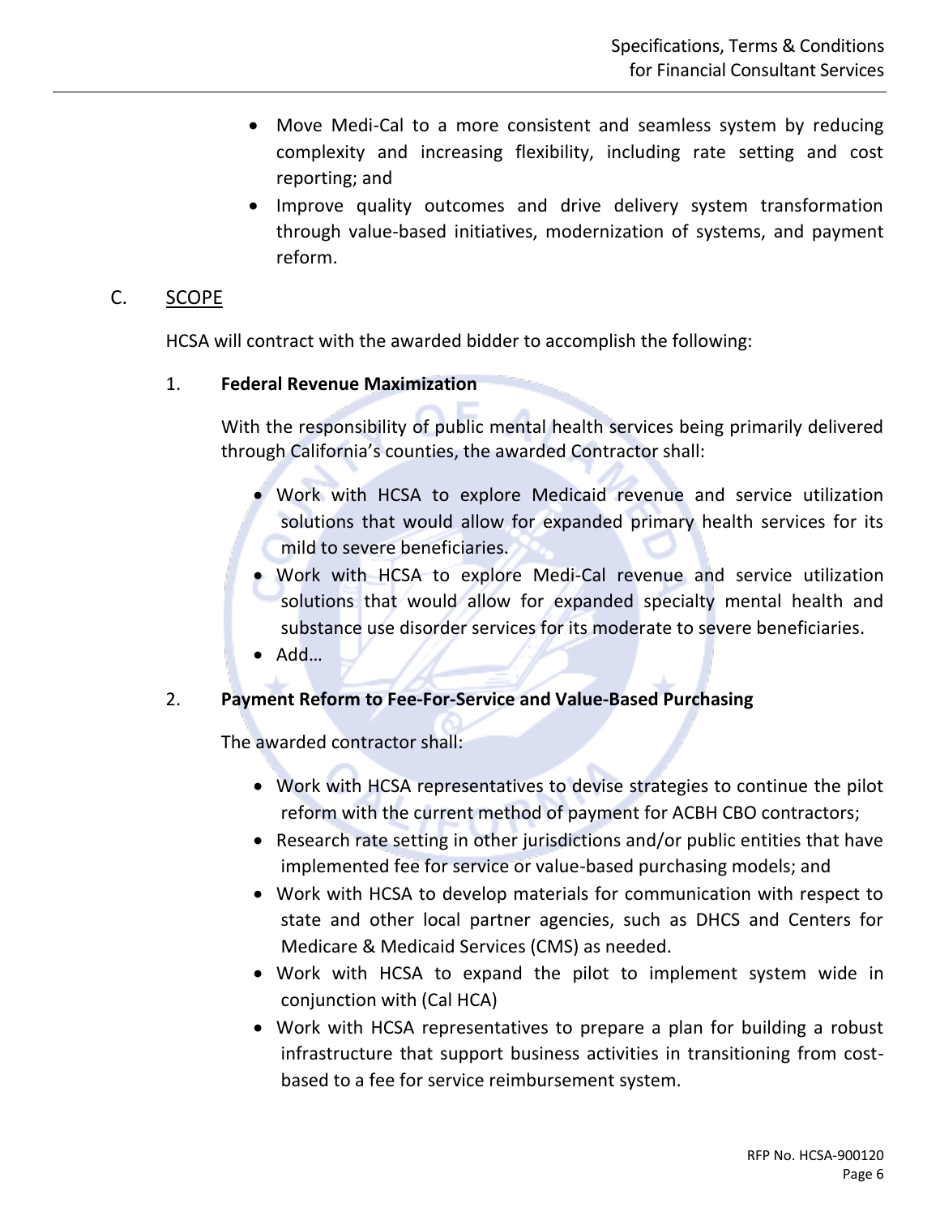- Move Medi-Cal to a more consistent and seamless system by reducing complexity and increasing flexibility, including rate setting and cost reporting; and
- Improve quality outcomes and drive delivery system transformation through value-based initiatives, modernization of systems, and payment reform.

## C. SCOPE

HCSA will contract with the awarded bidder to accomplish the following:

### 1. Federal Revenue Maximization

With the responsibility of public mental health services being primarily delivered through California's counties, the awarded Contractor shall:

- Work with HCSA to explore Medicaid revenue and service utilization solutions that would allow for expanded primary health services for its mild to severe beneficiaries.
- Work with HCSA to explore Medi-Cal revenue and service utilization solutions that would allow for expanded specialty mental health and substance use disorder services for its moderate to severe beneficiaries.
- Add…

### 2. Payment Reform to Fee-For-Service and Value-Based Purchasing

The awarded contractor shall:

- Work with HCSA representatives to devise strategies to continue the pilot reform with the current method of payment for ACBH CBO contractors;
- Research rate setting in other jurisdictions and/or public entities that have implemented fee for service or value-based purchasing models; and
- Work with HCSA to develop materials for communication with respect to state and other local partner agencies, such as DHCS and Centers for Medicare & Medicaid Services (CMS) as needed.
- Work with HCSA to expand the pilot to implement system wide in conjunction with (Cal HCA)
- Work with HCSA representatives to prepare a plan for building a robust infrastructure that support business activities in transitioning from cost-based to a fee for service reimbursement system.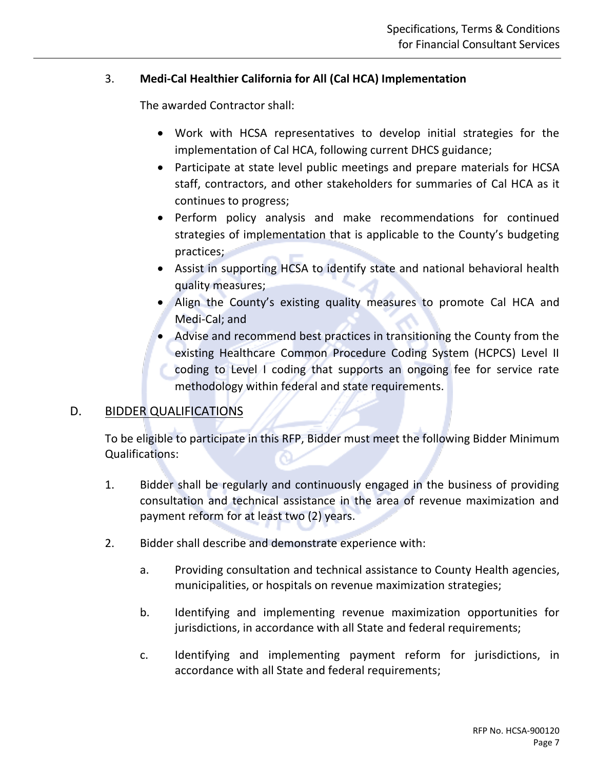3. **Medi-Cal Healthier California for All (Cal HCA) Implementation**

   The awarded Contractor shall:

   - Work with HCSA representatives to develop initial strategies for the implementation of Cal HCA, following current DHCS guidance;
   - Participate at state level public meetings and prepare materials for HCSA staff, contractors, and other stakeholders for summaries of Cal HCA as it continues to progress;
   - Perform policy analysis and make recommendations for continued strategies of implementation that is applicable to the County's budgeting practices;
   - Assist in supporting HCSA to identify state and national behavioral health quality measures;
   - Align the County's existing quality measures to promote Cal HCA and Medi-Cal; and
   - Advise and recommend best practices in transitioning the County from the existing Healthcare Common Procedure Coding System (HCPCS) Level II coding to Level I coding that supports an ongoing fee for service rate methodology within federal and state requirements.

## D. BIDDER QUALIFICATIONS

To be eligible to participate in this RFP, Bidder must meet the following Bidder Minimum Qualifications:

1. Bidder shall be regularly and continuously engaged in the business of providing consultation and technical assistance in the area of revenue maximization and payment reform for at least two (2) years.

2. Bidder shall describe and demonstrate experience with:

   a. Providing consultation and technical assistance to County Health agencies, municipalities, or hospitals on revenue maximization strategies;

   b. Identifying and implementing revenue maximization opportunities for jurisdictions, in accordance with all State and federal requirements;

   c. Identifying and implementing payment reform for jurisdictions, in accordance with all State and federal requirements;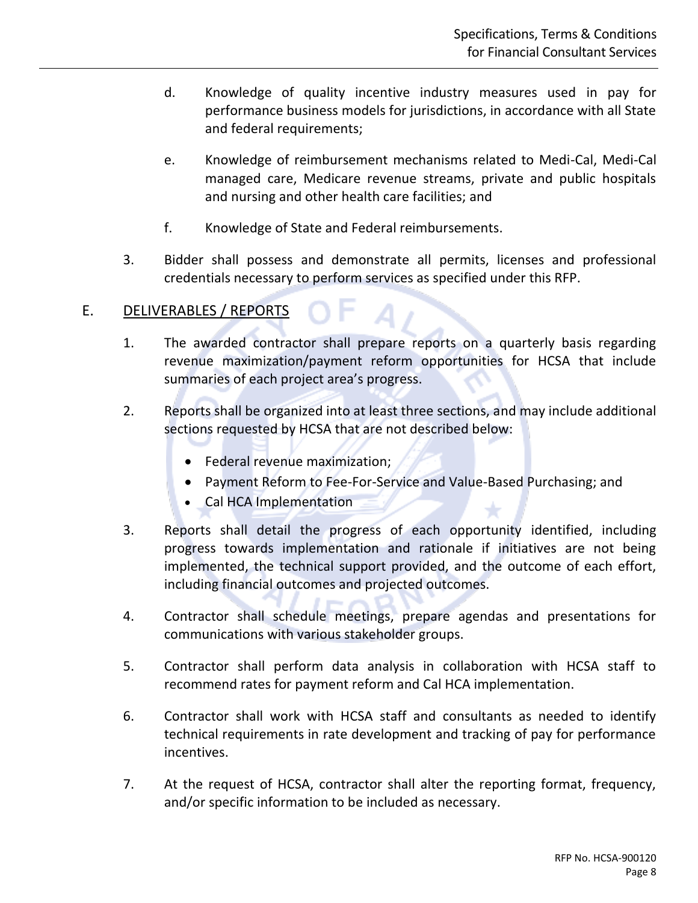d. Knowledge of quality incentive industry measures used in pay for performance business models for jurisdictions, in accordance with all State and federal requirements;

e. Knowledge of reimbursement mechanisms related to Medi-Cal, Medi-Cal managed care, Medicare revenue streams, private and public hospitals and nursing and other health care facilities; and

f. Knowledge of State and Federal reimbursements.

3. Bidder shall possess and demonstrate all permits, licenses and professional credentials necessary to perform services as specified under this RFP.

## E. DELIVERABLES / REPORTS

1. The awarded contractor shall prepare reports on a quarterly basis regarding revenue maximization/payment reform opportunities for HCSA that include summaries of each project area's progress.

2. Reports shall be organized into at least three sections, and may include additional sections requested by HCSA that are not described below:
   - Federal revenue maximization;
   - Payment Reform to Fee-For-Service and Value-Based Purchasing; and
   - Cal HCA Implementation

3. Reports shall detail the progress of each opportunity identified, including progress towards implementation and rationale if initiatives are not being implemented, the technical support provided, and the outcome of each effort, including financial outcomes and projected outcomes.

4. Contractor shall schedule meetings, prepare agendas and presentations for communications with various stakeholder groups.

5. Contractor shall perform data analysis in collaboration with HCSA staff to recommend rates for payment reform and Cal HCA implementation.

6. Contractor shall work with HCSA staff and consultants as needed to identify technical requirements in rate development and tracking of pay for performance incentives.

7. At the request of HCSA, contractor shall alter the reporting format, frequency, and/or specific information to be included as necessary.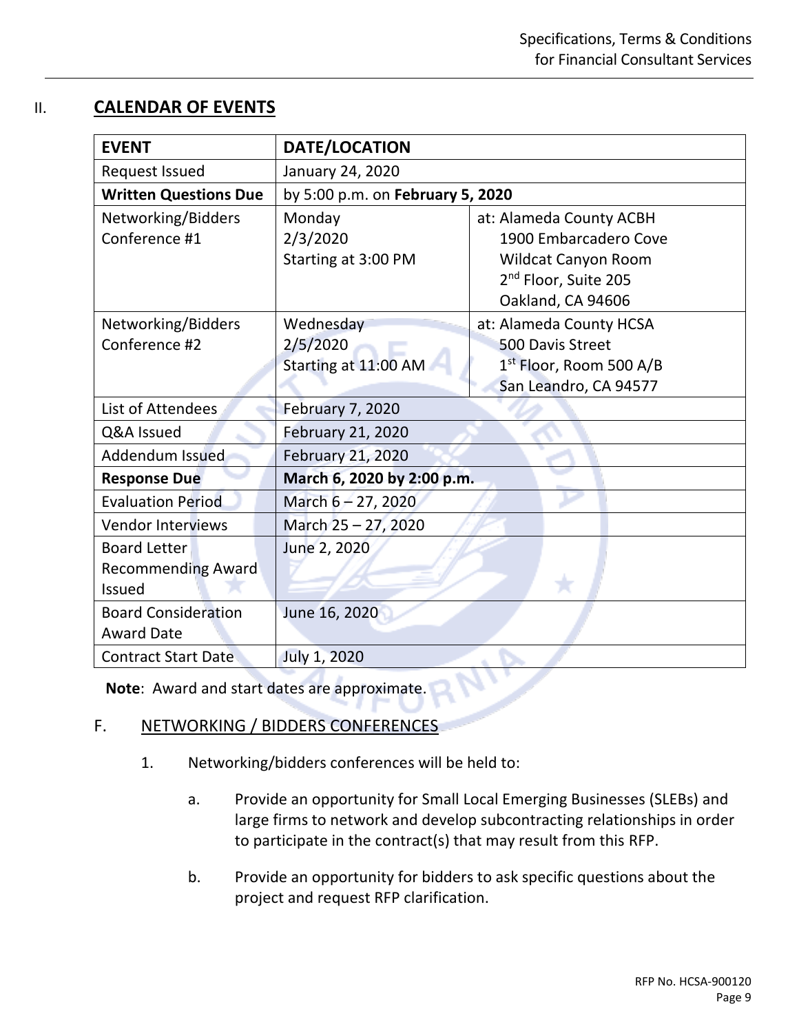## II. CALENDAR OF EVENTS

| EVENT | DATE/LOCATION | |
|---|---|---|
| Request Issued | January 24, 2020 | |
| **Written Questions Due** | by 5:00 p.m. on **February 5, 2020** | |
| Networking/Bidders Conference #1 | Monday<br>2/3/2020<br>Starting at 3:00 PM | at: Alameda County ACBH<br>1900 Embarcadero Cove<br>Wildcat Canyon Room<br>2nd Floor, Suite 205<br>Oakland, CA 94606 |
| Networking/Bidders Conference #2 | Wednesday<br>2/5/2020<br>Starting at 11:00 AM | at: Alameda County HCSA<br>500 Davis Street<br>1st Floor, Room 500 A/B<br>San Leandro, CA 94577 |
| List of Attendees | February 7, 2020 | |
| Q&A Issued | February 21, 2020 | |
| Addendum Issued | February 21, 2020 | |
| **Response Due** | **March 6, 2020 by 2:00 p.m.** | |
| Evaluation Period | March 6 – 27, 2020 | |
| Vendor Interviews | March 25 – 27, 2020 | |
| Board Letter Recommending Award Issued | June 2, 2020 | |
| Board Consideration Award Date | June 16, 2020 | |
| Contract Start Date | July 1, 2020 | |

**Note**: Award and start dates are approximate.

### F. NETWORKING / BIDDERS CONFERENCES

1. Networking/bidders conferences will be held to:

   a. Provide an opportunity for Small Local Emerging Businesses (SLEBs) and large firms to network and develop subcontracting relationships in order to participate in the contract(s) that may result from this RFP.

   b. Provide an opportunity for bidders to ask specific questions about the project and request RFP clarification.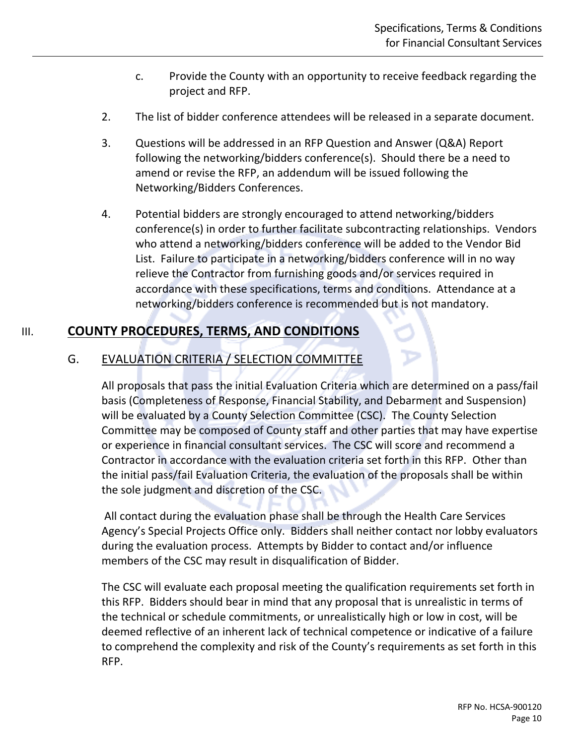c. Provide the County with an opportunity to receive feedback regarding the project and RFP.

2. The list of bidder conference attendees will be released in a separate document.

3. Questions will be addressed in an RFP Question and Answer (Q&A) Report following the networking/bidders conference(s). Should there be a need to amend or revise the RFP, an addendum will be issued following the Networking/Bidders Conferences.

4. Potential bidders are strongly encouraged to attend networking/bidders conference(s) in order to further facilitate subcontracting relationships. Vendors who attend a networking/bidders conference will be added to the Vendor Bid List. Failure to participate in a networking/bidders conference will in no way relieve the Contractor from furnishing goods and/or services required in accordance with these specifications, terms and conditions. Attendance at a networking/bidders conference is recommended but is not mandatory.

## III. COUNTY PROCEDURES, TERMS, AND CONDITIONS

### G. EVALUATION CRITERIA / SELECTION COMMITTEE

All proposals that pass the initial Evaluation Criteria which are determined on a pass/fail basis (Completeness of Response, Financial Stability, and Debarment and Suspension) will be evaluated by a County Selection Committee (CSC). The County Selection Committee may be composed of County staff and other parties that may have expertise or experience in financial consultant services. The CSC will score and recommend a Contractor in accordance with the evaluation criteria set forth in this RFP. Other than the initial pass/fail Evaluation Criteria, the evaluation of the proposals shall be within the sole judgment and discretion of the CSC.

All contact during the evaluation phase shall be through the Health Care Services Agency's Special Projects Office only. Bidders shall neither contact nor lobby evaluators during the evaluation process. Attempts by Bidder to contact and/or influence members of the CSC may result in disqualification of Bidder.

The CSC will evaluate each proposal meeting the qualification requirements set forth in this RFP. Bidders should bear in mind that any proposal that is unrealistic in terms of the technical or schedule commitments, or unrealistically high or low in cost, will be deemed reflective of an inherent lack of technical competence or indicative of a failure to comprehend the complexity and risk of the County's requirements as set forth in this RFP.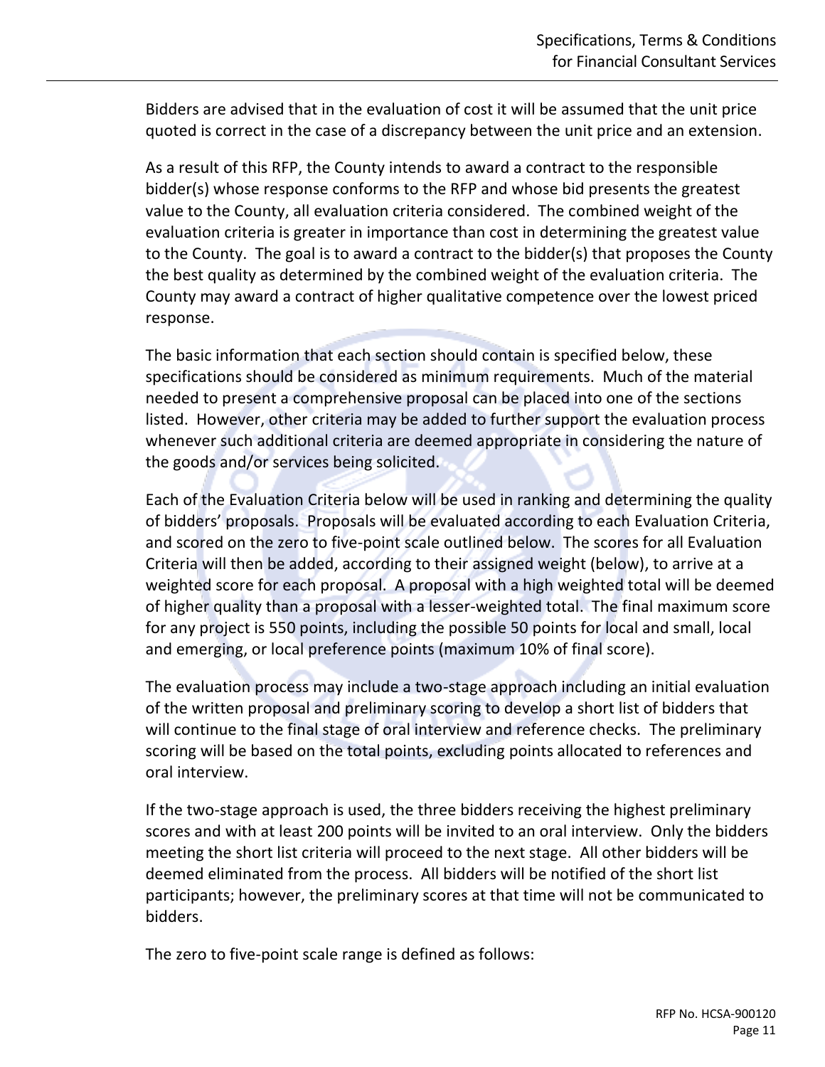Bidders are advised that in the evaluation of cost it will be assumed that the unit price quoted is correct in the case of a discrepancy between the unit price and an extension.

As a result of this RFP, the County intends to award a contract to the responsible bidder(s) whose response conforms to the RFP and whose bid presents the greatest value to the County, all evaluation criteria considered. The combined weight of the evaluation criteria is greater in importance than cost in determining the greatest value to the County. The goal is to award a contract to the bidder(s) that proposes the County the best quality as determined by the combined weight of the evaluation criteria. The County may award a contract of higher qualitative competence over the lowest priced response.

The basic information that each section should contain is specified below, these specifications should be considered as minimum requirements. Much of the material needed to present a comprehensive proposal can be placed into one of the sections listed. However, other criteria may be added to further support the evaluation process whenever such additional criteria are deemed appropriate in considering the nature of the goods and/or services being solicited.

Each of the Evaluation Criteria below will be used in ranking and determining the quality of bidders' proposals. Proposals will be evaluated according to each Evaluation Criteria, and scored on the zero to five-point scale outlined below. The scores for all Evaluation Criteria will then be added, according to their assigned weight (below), to arrive at a weighted score for each proposal. A proposal with a high weighted total will be deemed of higher quality than a proposal with a lesser-weighted total. The final maximum score for any project is 550 points, including the possible 50 points for local and small, local and emerging, or local preference points (maximum 10% of final score).

The evaluation process may include a two-stage approach including an initial evaluation of the written proposal and preliminary scoring to develop a short list of bidders that will continue to the final stage of oral interview and reference checks. The preliminary scoring will be based on the total points, excluding points allocated to references and oral interview.

If the two-stage approach is used, the three bidders receiving the highest preliminary scores and with at least 200 points will be invited to an oral interview. Only the bidders meeting the short list criteria will proceed to the next stage. All other bidders will be deemed eliminated from the process. All bidders will be notified of the short list participants; however, the preliminary scores at that time will not be communicated to bidders.

The zero to five-point scale range is defined as follows: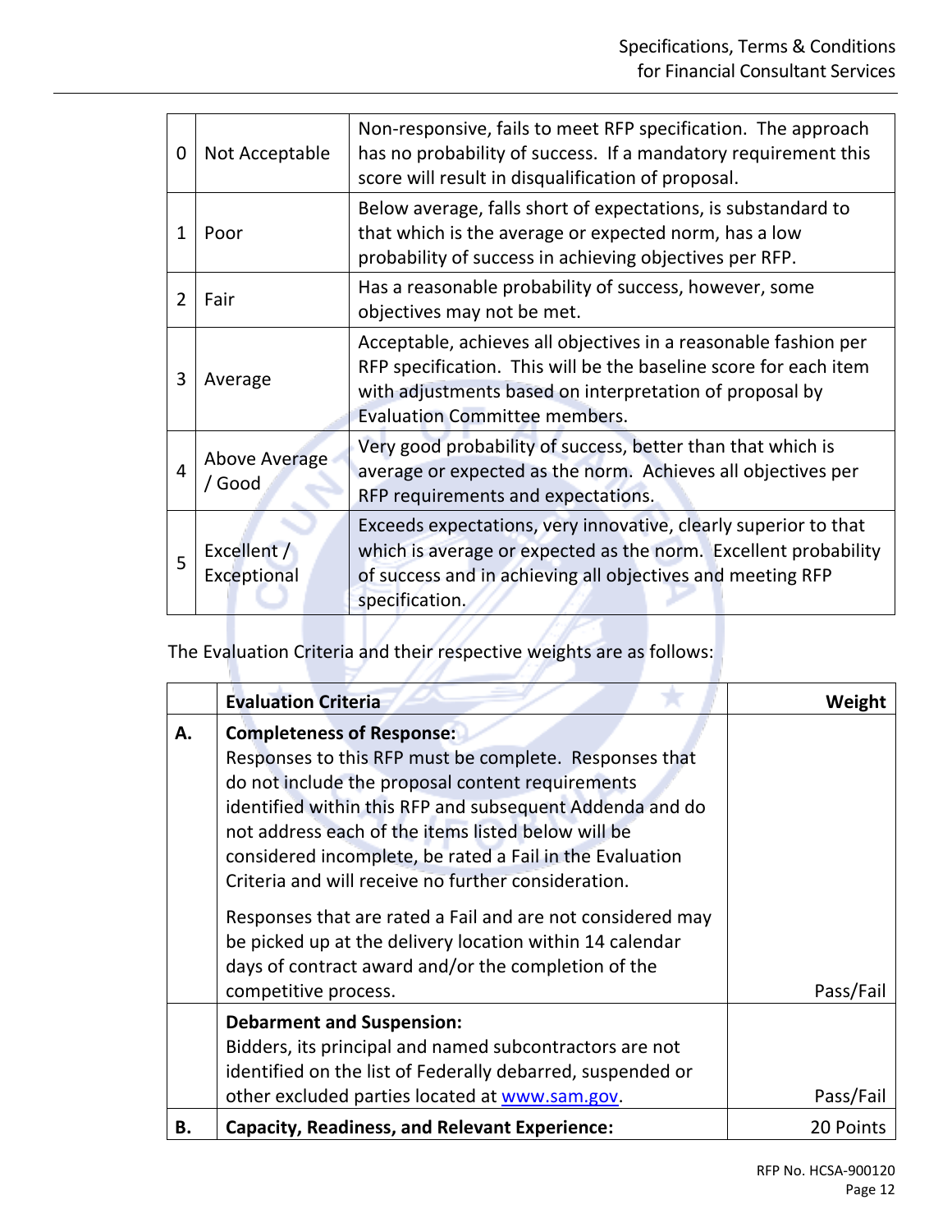| | | |
|---|---|---|
| 0 | Not Acceptable | Non-responsive, fails to meet RFP specification. The approach has no probability of success. If a mandatory requirement this score will result in disqualification of proposal. |
| 1 | Poor | Below average, falls short of expectations, is substandard to that which is the average or expected norm, has a low probability of success in achieving objectives per RFP. |
| 2 | Fair | Has a reasonable probability of success, however, some objectives may not be met. |
| 3 | Average | Acceptable, achieves all objectives in a reasonable fashion per RFP specification. This will be the baseline score for each item with adjustments based on interpretation of proposal by Evaluation Committee members. |
| 4 | Above Average / Good | Very good probability of success, better than that which is average or expected as the norm. Achieves all objectives per RFP requirements and expectations. |
| 5 | Excellent / Exceptional | Exceeds expectations, very innovative, clearly superior to that which is average or expected as the norm. Excellent probability of success and in achieving all objectives and meeting RFP specification. |

The Evaluation Criteria and their respective weights are as follows:

| | **Evaluation Criteria** | **Weight** |
|---|---|---|
| **A.** | **Completeness of Response:** Responses to this RFP must be complete. Responses that do not include the proposal content requirements identified within this RFP and subsequent Addenda and do not address each of the items listed below will be considered incomplete, be rated a Fail in the Evaluation Criteria and will receive no further consideration.<br><br>Responses that are rated a Fail and are not considered may be picked up at the delivery location within 14 calendar days of contract award and/or the completion of the competitive process. | Pass/Fail |
| | **Debarment and Suspension:** Bidders, its principal and named subcontractors are not identified on the list of Federally debarred, suspended or other excluded parties located at [www.sam.gov](http://www.sam.gov). | Pass/Fail |
| **B.** | **Capacity, Readiness, and Relevant Experience:** | 20 Points |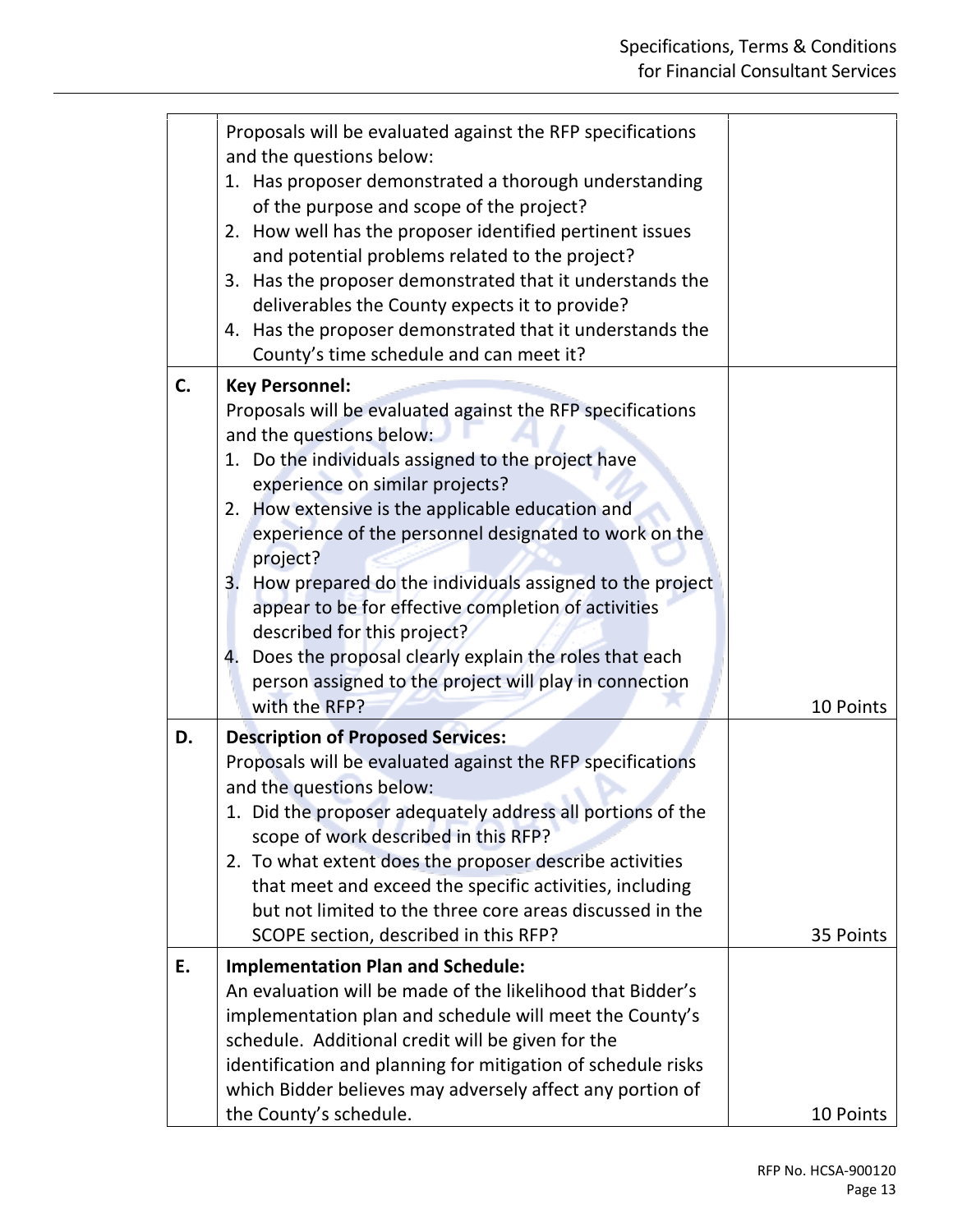| | | |
|---|---|---|
| | Proposals will be evaluated against the RFP specifications and the questions below:<br>1. Has proposer demonstrated a thorough understanding of the purpose and scope of the project?<br>2. How well has the proposer identified pertinent issues and potential problems related to the project?<br>3. Has the proposer demonstrated that it understands the deliverables the County expects it to provide?<br>4. Has the proposer demonstrated that it understands the County's time schedule and can meet it? | |
| C. | **Key Personnel:**<br>Proposals will be evaluated against the RFP specifications and the questions below:<br>1. Do the individuals assigned to the project have experience on similar projects?<br>2. How extensive is the applicable education and experience of the personnel designated to work on the project?<br>3. How prepared do the individuals assigned to the project appear to be for effective completion of activities described for this project?<br>4. Does the proposal clearly explain the roles that each person assigned to the project will play in connection with the RFP? | 10 Points |
| D. | **Description of Proposed Services:**<br>Proposals will be evaluated against the RFP specifications and the questions below:<br>1. Did the proposer adequately address all portions of the scope of work described in this RFP?<br>2. To what extent does the proposer describe activities that meet and exceed the specific activities, including but not limited to the three core areas discussed in the SCOPE section, described in this RFP? | 35 Points |
| E. | **Implementation Plan and Schedule:**<br>An evaluation will be made of the likelihood that Bidder's implementation plan and schedule will meet the County's schedule. Additional credit will be given for the identification and planning for mitigation of schedule risks which Bidder believes may adversely affect any portion of the County's schedule. | 10 Points |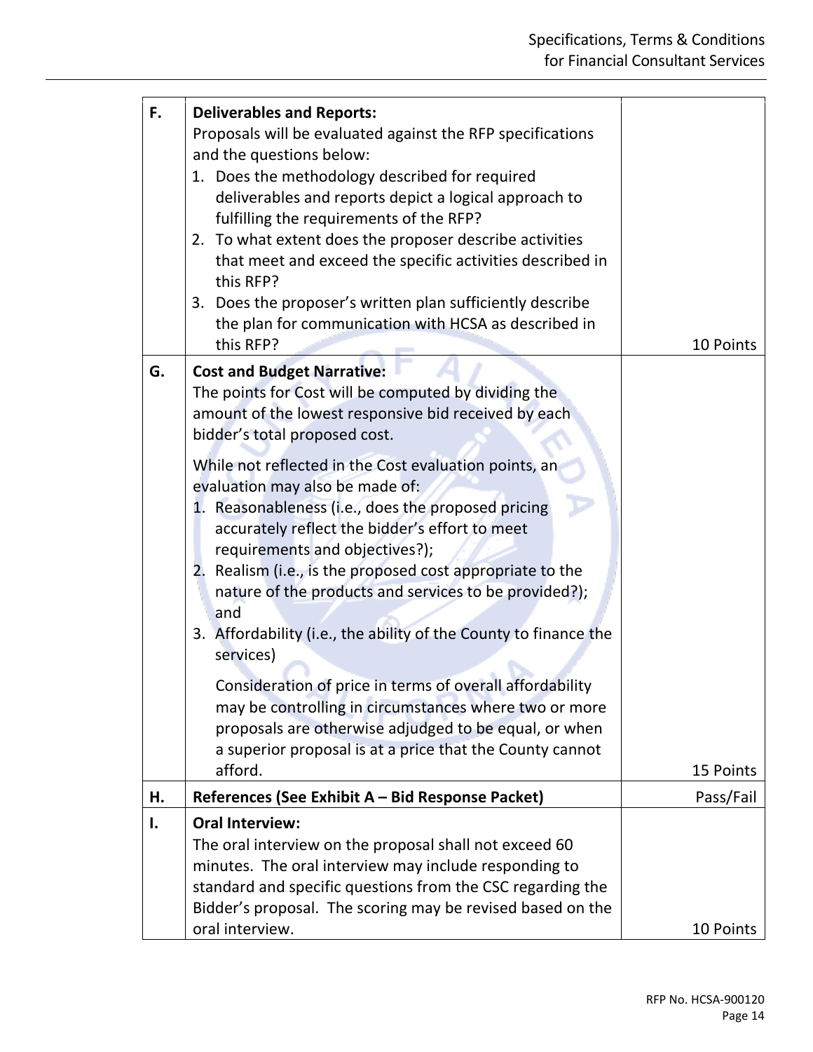| | | |
|---|---|---|
| F. | **Deliverables and Reports:**<br>Proposals will be evaluated against the RFP specifications and the questions below:<br>1. Does the methodology described for required deliverables and reports depict a logical approach to fulfilling the requirements of the RFP?<br>2. To what extent does the proposer describe activities that meet and exceed the specific activities described in this RFP?<br>3. Does the proposer's written plan sufficiently describe the plan for communication with HCSA as described in this RFP? | 10 Points |
| G. | **Cost and Budget Narrative:**<br>The points for Cost will be computed by dividing the amount of the lowest responsive bid received by each bidder's total proposed cost.<br><br>While not reflected in the Cost evaluation points, an evaluation may also be made of:<br>1. Reasonableness (i.e., does the proposed pricing accurately reflect the bidder's effort to meet requirements and objectives?);<br>2. Realism (i.e., is the proposed cost appropriate to the nature of the products and services to be provided?); and<br>3. Affordability (i.e., the ability of the County to finance the services)<br><br>Consideration of price in terms of overall affordability may be controlling in circumstances where two or more proposals are otherwise adjudged to be equal, or when a superior proposal is at a price that the County cannot afford. | 15 Points |
| H. | **References (See Exhibit A – Bid Response Packet)** | Pass/Fail |
| I. | **Oral Interview:**<br>The oral interview on the proposal shall not exceed 60 minutes. The oral interview may include responding to standard and specific questions from the CSC regarding the Bidder's proposal. The scoring may be revised based on the oral interview. | 10 Points |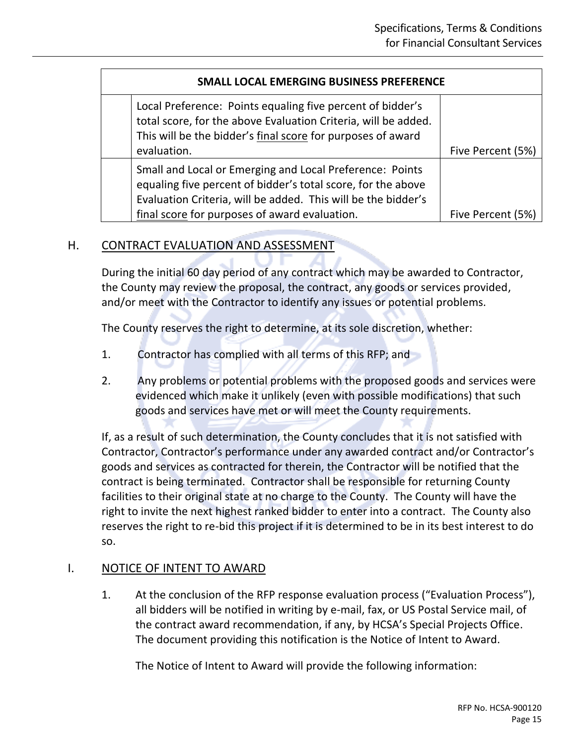| SMALL LOCAL EMERGING BUSINESS PREFERENCE | | |
|---|---|---|
| | Local Preference: Points equaling five percent of bidder's total score, for the above Evaluation Criteria, will be added. This will be the bidder's final score for purposes of award evaluation. | Five Percent (5%) |
| | Small and Local or Emerging and Local Preference: Points equaling five percent of bidder's total score, for the above Evaluation Criteria, will be added. This will be the bidder's final score for purposes of award evaluation. | Five Percent (5%) |

## H. CONTRACT EVALUATION AND ASSESSMENT

During the initial 60 day period of any contract which may be awarded to Contractor, the County may review the proposal, the contract, any goods or services provided, and/or meet with the Contractor to identify any issues or potential problems.

The County reserves the right to determine, at its sole discretion, whether:

1. Contractor has complied with all terms of this RFP; and
2. Any problems or potential problems with the proposed goods and services were evidenced which make it unlikely (even with possible modifications) that such goods and services have met or will meet the County requirements.

If, as a result of such determination, the County concludes that it is not satisfied with Contractor, Contractor's performance under any awarded contract and/or Contractor's goods and services as contracted for therein, the Contractor will be notified that the contract is being terminated. Contractor shall be responsible for returning County facilities to their original state at no charge to the County. The County will have the right to invite the next highest ranked bidder to enter into a contract. The County also reserves the right to re-bid this project if it is determined to be in its best interest to do so.

## I. NOTICE OF INTENT TO AWARD

1. At the conclusion of the RFP response evaluation process ("Evaluation Process"), all bidders will be notified in writing by e-mail, fax, or US Postal Service mail, of the contract award recommendation, if any, by HCSA's Special Projects Office. The document providing this notification is the Notice of Intent to Award.

   The Notice of Intent to Award will provide the following information: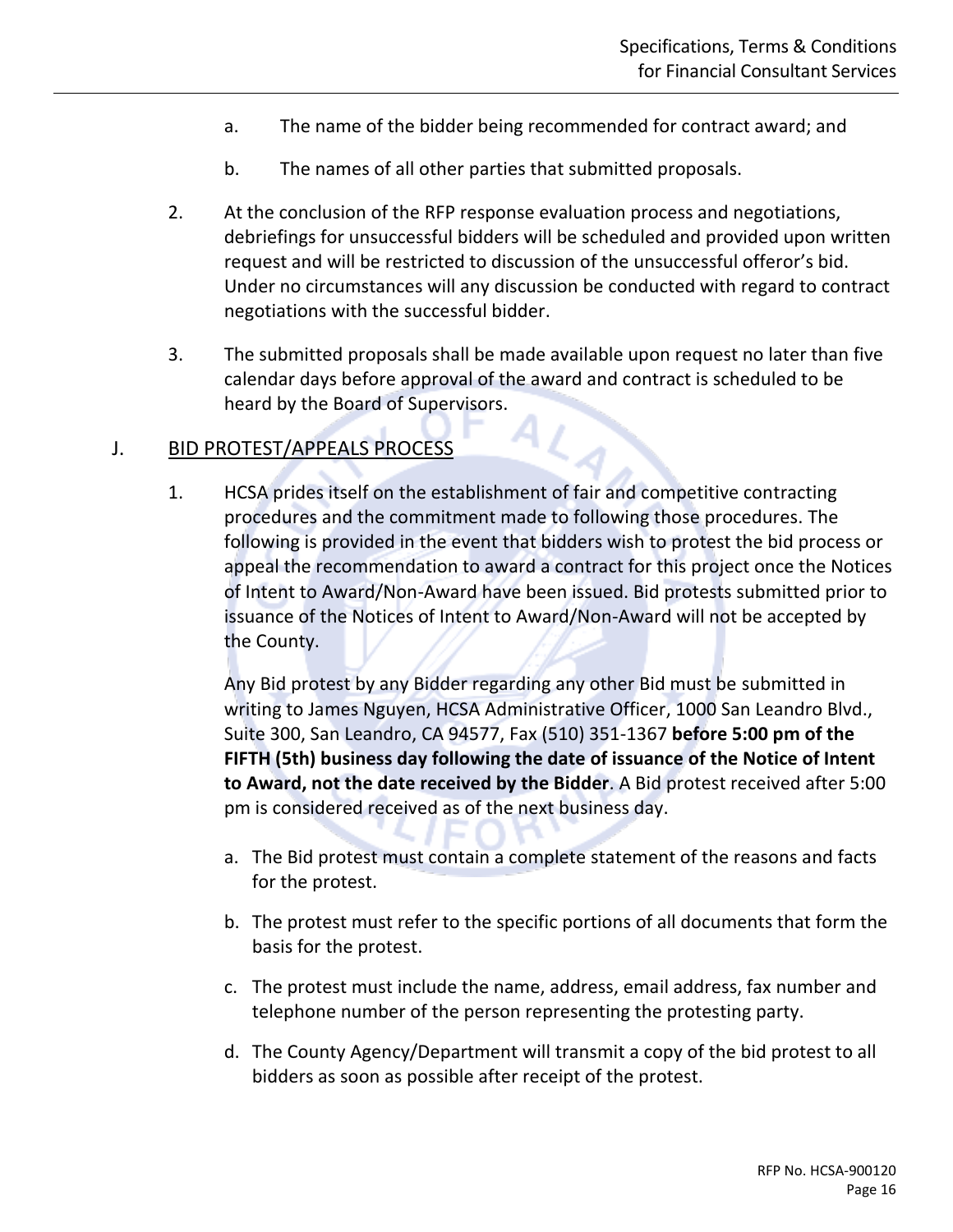a. The name of the bidder being recommended for contract award; and

b. The names of all other parties that submitted proposals.

2. At the conclusion of the RFP response evaluation process and negotiations, debriefings for unsuccessful bidders will be scheduled and provided upon written request and will be restricted to discussion of the unsuccessful offeror's bid. Under no circumstances will any discussion be conducted with regard to contract negotiations with the successful bidder.

3. The submitted proposals shall be made available upon request no later than five calendar days before approval of the award and contract is scheduled to be heard by the Board of Supervisors.

## J. BID PROTEST/APPEALS PROCESS

1. HCSA prides itself on the establishment of fair and competitive contracting procedures and the commitment made to following those procedures. The following is provided in the event that bidders wish to protest the bid process or appeal the recommendation to award a contract for this project once the Notices of Intent to Award/Non-Award have been issued. Bid protests submitted prior to issuance of the Notices of Intent to Award/Non-Award will not be accepted by the County.

   Any Bid protest by any Bidder regarding any other Bid must be submitted in writing to James Nguyen, HCSA Administrative Officer, 1000 San Leandro Blvd., Suite 300, San Leandro, CA 94577, Fax (510) 351-1367 **before 5:00 pm of the FIFTH (5th) business day following the date of issuance of the Notice of Intent to Award, not the date received by the Bidder**. A Bid protest received after 5:00 pm is considered received as of the next business day.

   a. The Bid protest must contain a complete statement of the reasons and facts for the protest.

   b. The protest must refer to the specific portions of all documents that form the basis for the protest.

   c. The protest must include the name, address, email address, fax number and telephone number of the person representing the protesting party.

   d. The County Agency/Department will transmit a copy of the bid protest to all bidders as soon as possible after receipt of the protest.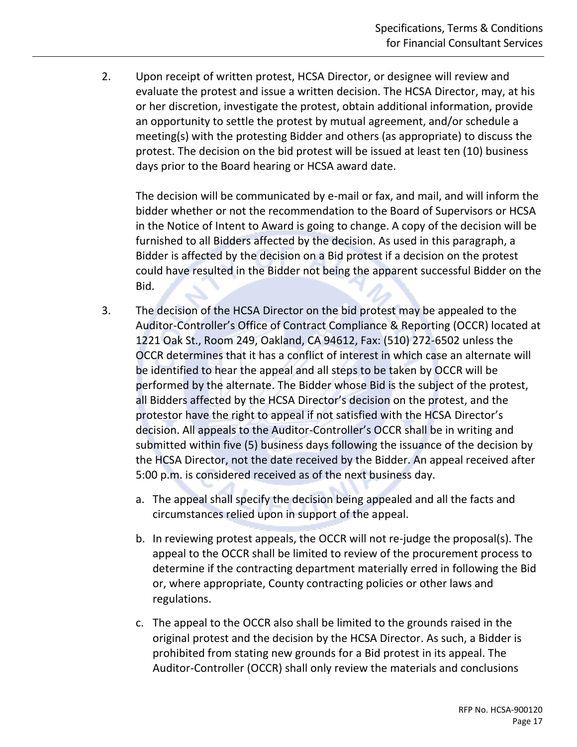2. Upon receipt of written protest, HCSA Director, or designee will review and evaluate the protest and issue a written decision. The HCSA Director, may, at his or her discretion, investigate the protest, obtain additional information, provide an opportunity to settle the protest by mutual agreement, and/or schedule a meeting(s) with the protesting Bidder and others (as appropriate) to discuss the protest. The decision on the bid protest will be issued at least ten (10) business days prior to the Board hearing or HCSA award date.

   The decision will be communicated by e-mail or fax, and mail, and will inform the bidder whether or not the recommendation to the Board of Supervisors or HCSA in the Notice of Intent to Award is going to change. A copy of the decision will be furnished to all Bidders affected by the decision. As used in this paragraph, a Bidder is affected by the decision on a Bid protest if a decision on the protest could have resulted in the Bidder not being the apparent successful Bidder on the Bid.

3. The decision of the HCSA Director on the bid protest may be appealed to the Auditor-Controller's Office of Contract Compliance & Reporting (OCCR) located at 1221 Oak St., Room 249, Oakland, CA 94612, Fax: (510) 272-6502 unless the OCCR determines that it has a conflict of interest in which case an alternate will be identified to hear the appeal and all steps to be taken by OCCR will be performed by the alternate. The Bidder whose Bid is the subject of the protest, all Bidders affected by the HCSA Director's decision on the protest, and the protestor have the right to appeal if not satisfied with the HCSA Director's decision. All appeals to the Auditor-Controller's OCCR shall be in writing and submitted within five (5) business days following the issuance of the decision by the HCSA Director, not the date received by the Bidder. An appeal received after 5:00 p.m. is considered received as of the next business day.

   a. The appeal shall specify the decision being appealed and all the facts and circumstances relied upon in support of the appeal.

   b. In reviewing protest appeals, the OCCR will not re-judge the proposal(s). The appeal to the OCCR shall be limited to review of the procurement process to determine if the contracting department materially erred in following the Bid or, where appropriate, County contracting policies or other laws and regulations.

   c. The appeal to the OCCR also shall be limited to the grounds raised in the original protest and the decision by the HCSA Director. As such, a Bidder is prohibited from stating new grounds for a Bid protest in its appeal. The Auditor-Controller (OCCR) shall only review the materials and conclusions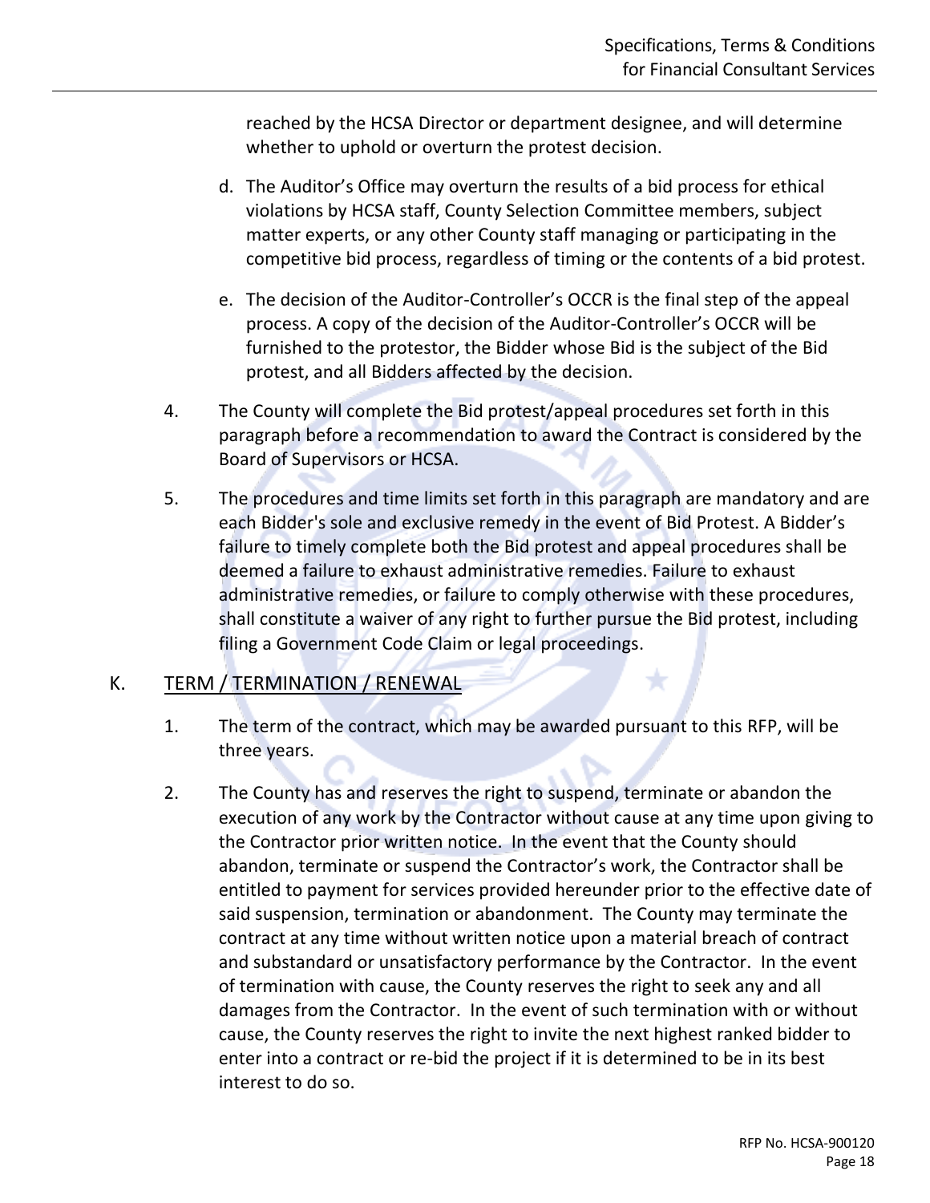reached by the HCSA Director or department designee, and will determine whether to uphold or overturn the protest decision.

d. The Auditor's Office may overturn the results of a bid process for ethical violations by HCSA staff, County Selection Committee members, subject matter experts, or any other County staff managing or participating in the competitive bid process, regardless of timing or the contents of a bid protest.

e. The decision of the Auditor-Controller's OCCR is the final step of the appeal process. A copy of the decision of the Auditor-Controller's OCCR will be furnished to the protestor, the Bidder whose Bid is the subject of the Bid protest, and all Bidders affected by the decision.

4. The County will complete the Bid protest/appeal procedures set forth in this paragraph before a recommendation to award the Contract is considered by the Board of Supervisors or HCSA.

5. The procedures and time limits set forth in this paragraph are mandatory and are each Bidder's sole and exclusive remedy in the event of Bid Protest. A Bidder's failure to timely complete both the Bid protest and appeal procedures shall be deemed a failure to exhaust administrative remedies. Failure to exhaust administrative remedies, or failure to comply otherwise with these procedures, shall constitute a waiver of any right to further pursue the Bid protest, including filing a Government Code Claim or legal proceedings.

## K. TERM / TERMINATION / RENEWAL

1. The term of the contract, which may be awarded pursuant to this RFP, will be three years.

2. The County has and reserves the right to suspend, terminate or abandon the execution of any work by the Contractor without cause at any time upon giving to the Contractor prior written notice. In the event that the County should abandon, terminate or suspend the Contractor's work, the Contractor shall be entitled to payment for services provided hereunder prior to the effective date of said suspension, termination or abandonment. The County may terminate the contract at any time without written notice upon a material breach of contract and substandard or unsatisfactory performance by the Contractor. In the event of termination with cause, the County reserves the right to seek any and all damages from the Contractor. In the event of such termination with or without cause, the County reserves the right to invite the next highest ranked bidder to enter into a contract or re-bid the project if it is determined to be in its best interest to do so.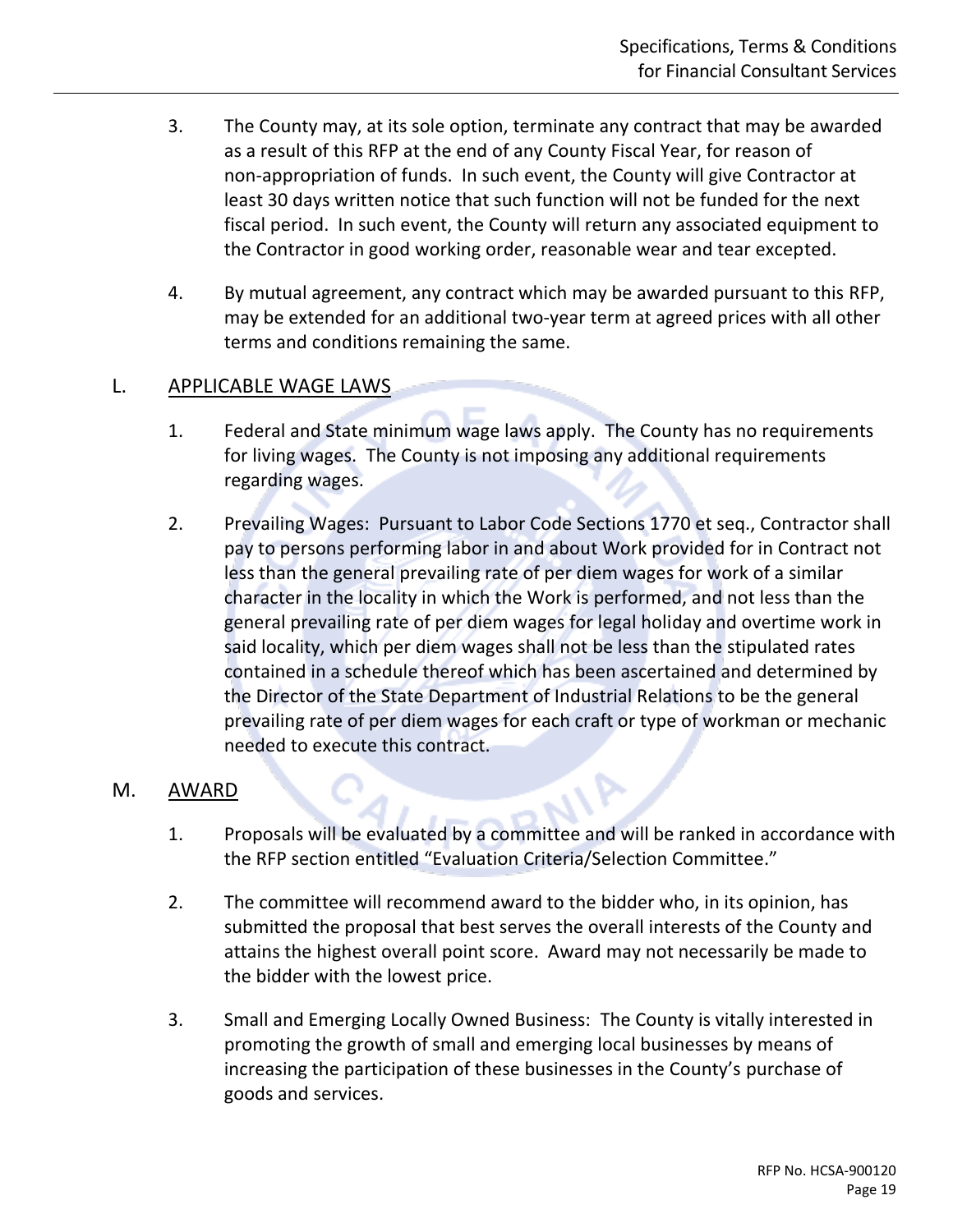3. The County may, at its sole option, terminate any contract that may be awarded as a result of this RFP at the end of any County Fiscal Year, for reason of non-appropriation of funds. In such event, the County will give Contractor at least 30 days written notice that such function will not be funded for the next fiscal period. In such event, the County will return any associated equipment to the Contractor in good working order, reasonable wear and tear excepted.

4. By mutual agreement, any contract which may be awarded pursuant to this RFP, may be extended for an additional two-year term at agreed prices with all other terms and conditions remaining the same.

## L. APPLICABLE WAGE LAWS

1. Federal and State minimum wage laws apply. The County has no requirements for living wages. The County is not imposing any additional requirements regarding wages.

2. Prevailing Wages: Pursuant to Labor Code Sections 1770 et seq., Contractor shall pay to persons performing labor in and about Work provided for in Contract not less than the general prevailing rate of per diem wages for work of a similar character in the locality in which the Work is performed, and not less than the general prevailing rate of per diem wages for legal holiday and overtime work in said locality, which per diem wages shall not be less than the stipulated rates contained in a schedule thereof which has been ascertained and determined by the Director of the State Department of Industrial Relations to be the general prevailing rate of per diem wages for each craft or type of workman or mechanic needed to execute this contract.

## M. AWARD

1. Proposals will be evaluated by a committee and will be ranked in accordance with the RFP section entitled "Evaluation Criteria/Selection Committee."

2. The committee will recommend award to the bidder who, in its opinion, has submitted the proposal that best serves the overall interests of the County and attains the highest overall point score. Award may not necessarily be made to the bidder with the lowest price.

3. Small and Emerging Locally Owned Business: The County is vitally interested in promoting the growth of small and emerging local businesses by means of increasing the participation of these businesses in the County's purchase of goods and services.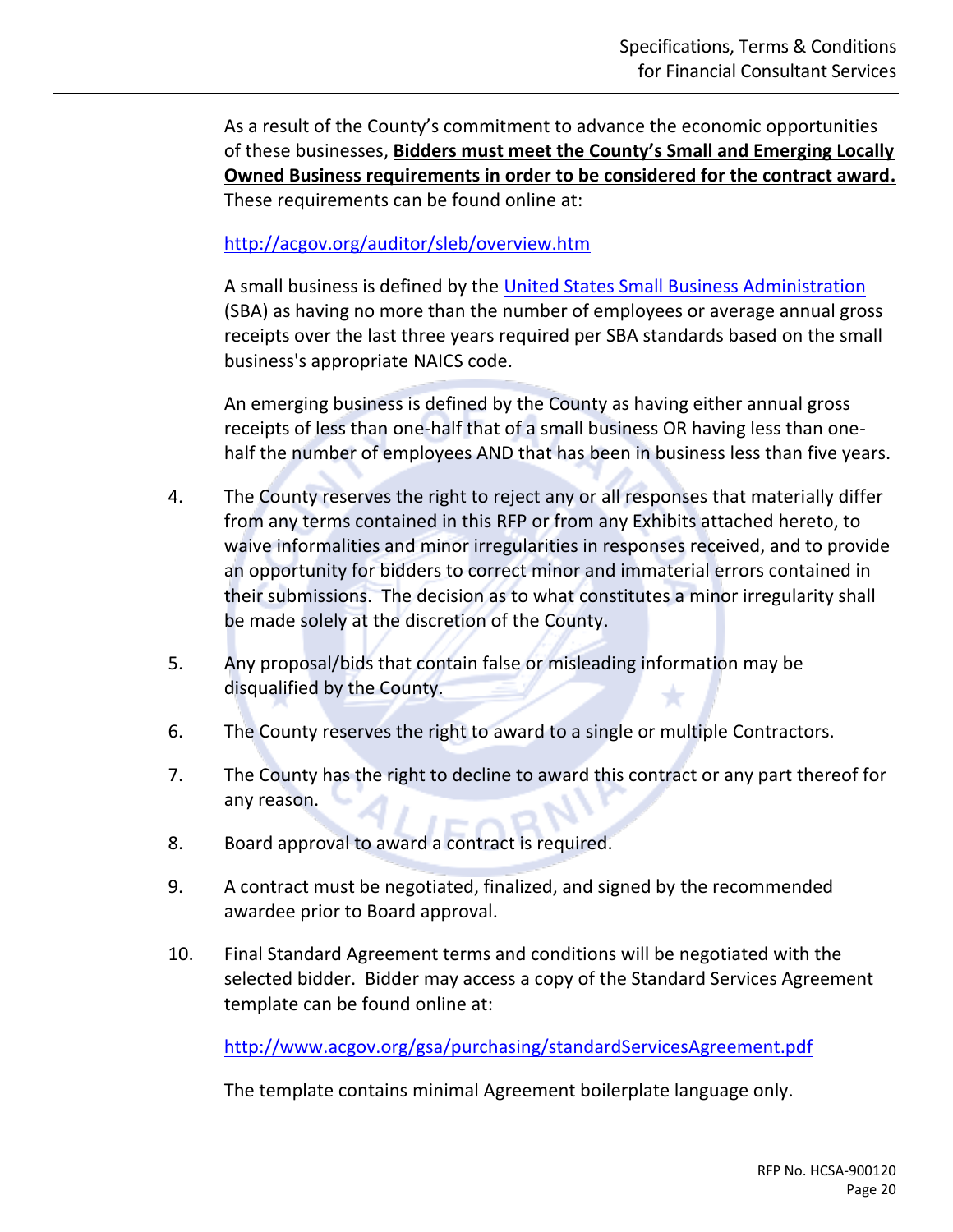As a result of the County's commitment to advance the economic opportunities of these businesses, **<u>Bidders must meet the County's Small and Emerging Locally Owned Business requirements in order to be considered for the contract award.</u>** These requirements can be found online at:

http://acgov.org/auditor/sleb/overview.htm

A small business is defined by the United States Small Business Administration (SBA) as having no more than the number of employees or average annual gross receipts over the last three years required per SBA standards based on the small business's appropriate NAICS code.

An emerging business is defined by the County as having either annual gross receipts of less than one-half that of a small business OR having less than one-half the number of employees AND that has been in business less than five years.

4. The County reserves the right to reject any or all responses that materially differ from any terms contained in this RFP or from any Exhibits attached hereto, to waive informalities and minor irregularities in responses received, and to provide an opportunity for bidders to correct minor and immaterial errors contained in their submissions. The decision as to what constitutes a minor irregularity shall be made solely at the discretion of the County.

5. Any proposal/bids that contain false or misleading information may be disqualified by the County.

6. The County reserves the right to award to a single or multiple Contractors.

7. The County has the right to decline to award this contract or any part thereof for any reason.

8. Board approval to award a contract is required.

9. A contract must be negotiated, finalized, and signed by the recommended awardee prior to Board approval.

10. Final Standard Agreement terms and conditions will be negotiated with the selected bidder. Bidder may access a copy of the Standard Services Agreement template can be found online at:

    http://www.acgov.org/gsa/purchasing/standardServicesAgreement.pdf

    The template contains minimal Agreement boilerplate language only.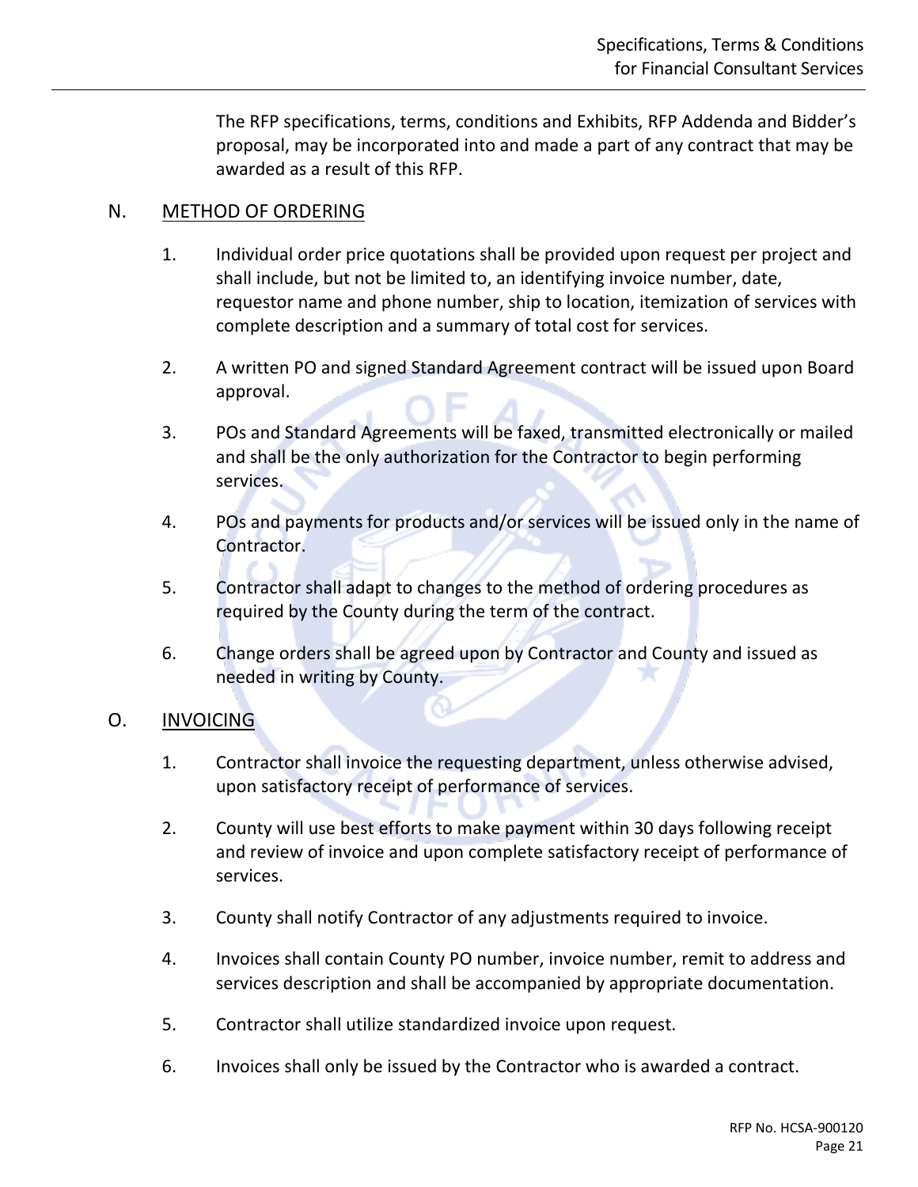The RFP specifications, terms, conditions and Exhibits, RFP Addenda and Bidder's proposal, may be incorporated into and made a part of any contract that may be awarded as a result of this RFP.

## N. METHOD OF ORDERING

1. Individual order price quotations shall be provided upon request per project and shall include, but not be limited to, an identifying invoice number, date, requestor name and phone number, ship to location, itemization of services with complete description and a summary of total cost for services.

2. A written PO and signed Standard Agreement contract will be issued upon Board approval.

3. POs and Standard Agreements will be faxed, transmitted electronically or mailed and shall be the only authorization for the Contractor to begin performing services.

4. POs and payments for products and/or services will be issued only in the name of Contractor.

5. Contractor shall adapt to changes to the method of ordering procedures as required by the County during the term of the contract.

6. Change orders shall be agreed upon by Contractor and County and issued as needed in writing by County.

## O. INVOICING

1. Contractor shall invoice the requesting department, unless otherwise advised, upon satisfactory receipt of performance of services.

2. County will use best efforts to make payment within 30 days following receipt and review of invoice and upon complete satisfactory receipt of performance of services.

3. County shall notify Contractor of any adjustments required to invoice.

4. Invoices shall contain County PO number, invoice number, remit to address and services description and shall be accompanied by appropriate documentation.

5. Contractor shall utilize standardized invoice upon request.

6. Invoices shall only be issued by the Contractor who is awarded a contract.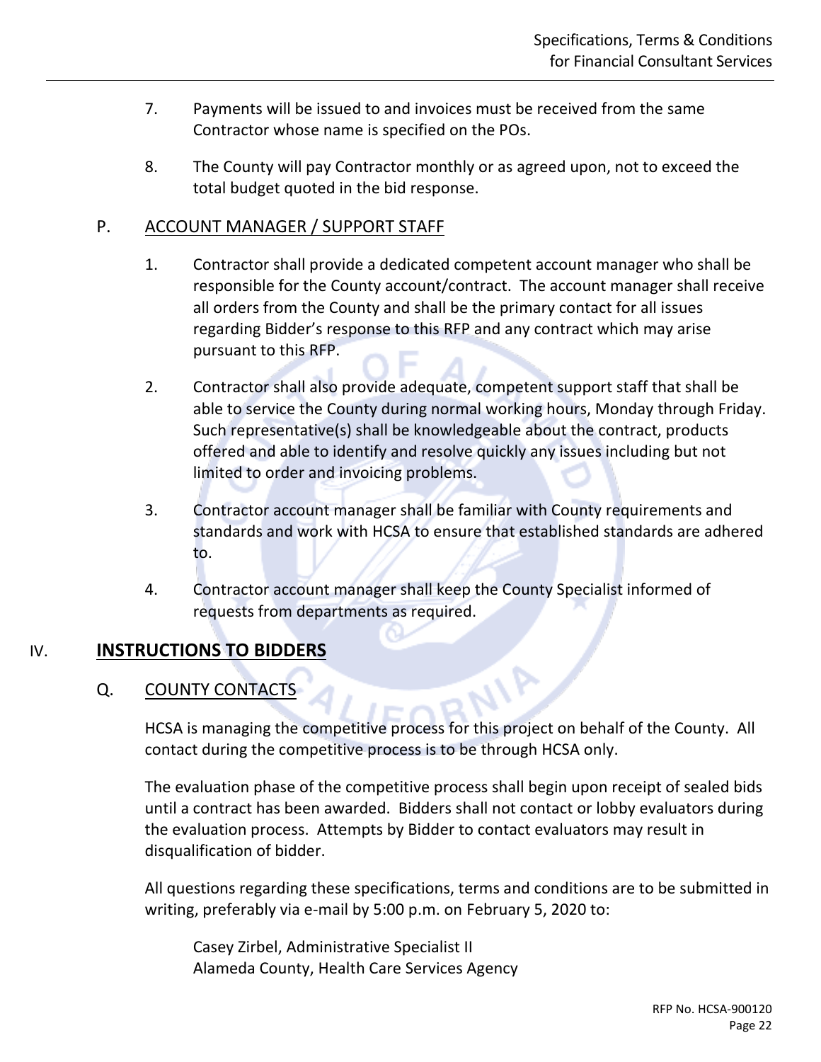7. Payments will be issued to and invoices must be received from the same Contractor whose name is specified on the POs.

8. The County will pay Contractor monthly or as agreed upon, not to exceed the total budget quoted in the bid response.

## P. ACCOUNT MANAGER / SUPPORT STAFF

1. Contractor shall provide a dedicated competent account manager who shall be responsible for the County account/contract. The account manager shall receive all orders from the County and shall be the primary contact for all issues regarding Bidder's response to this RFP and any contract which may arise pursuant to this RFP.

2. Contractor shall also provide adequate, competent support staff that shall be able to service the County during normal working hours, Monday through Friday. Such representative(s) shall be knowledgeable about the contract, products offered and able to identify and resolve quickly any issues including but not limited to order and invoicing problems.

3. Contractor account manager shall be familiar with County requirements and standards and work with HCSA to ensure that established standards are adhered to.

4. Contractor account manager shall keep the County Specialist informed of requests from departments as required.

# IV. INSTRUCTIONS TO BIDDERS

## Q. COUNTY CONTACTS

HCSA is managing the competitive process for this project on behalf of the County. All contact during the competitive process is to be through HCSA only.

The evaluation phase of the competitive process shall begin upon receipt of sealed bids until a contract has been awarded. Bidders shall not contact or lobby evaluators during the evaluation process. Attempts by Bidder to contact evaluators may result in disqualification of bidder.

All questions regarding these specifications, terms and conditions are to be submitted in writing, preferably via e-mail by 5:00 p.m. on February 5, 2020 to:

Casey Zirbel, Administrative Specialist II
Alameda County, Health Care Services Agency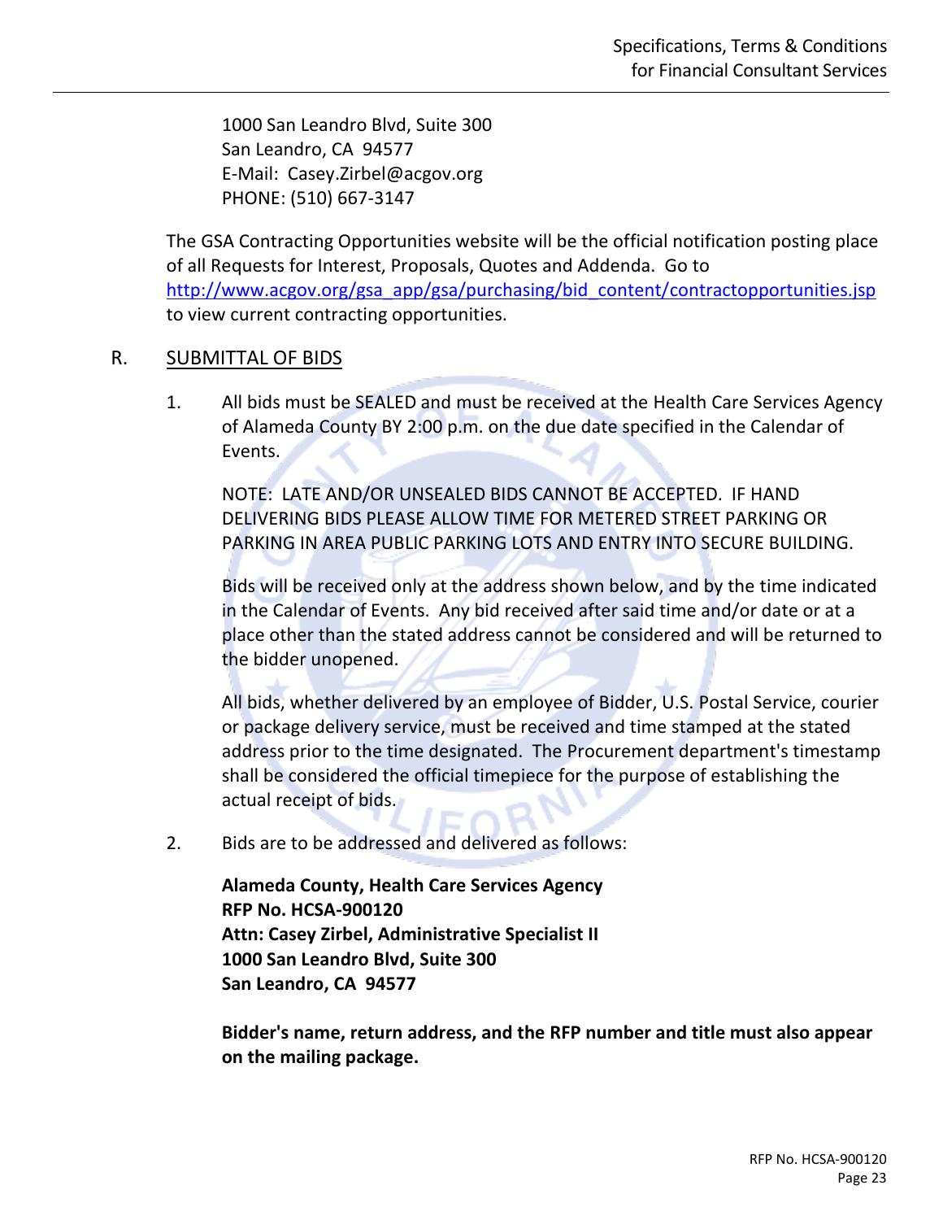1000 San Leandro Blvd, Suite 300
San Leandro, CA 94577
E-Mail: Casey.Zirbel@acgov.org
PHONE: (510) 667-3147

The GSA Contracting Opportunities website will be the official notification posting place of all Requests for Interest, Proposals, Quotes and Addenda. Go to [http://www.acgov.org/gsa_app/gsa/purchasing/bid_content/contractopportunities.jsp](http://www.acgov.org/gsa_app/gsa/purchasing/bid_content/contractopportunities.jsp) to view current contracting opportunities.

## R. SUBMITTAL OF BIDS

1. All bids must be SEALED and must be received at the Health Care Services Agency of Alameda County BY 2:00 p.m. on the due date specified in the Calendar of Events.

   NOTE: LATE AND/OR UNSEALED BIDS CANNOT BE ACCEPTED. IF HAND DELIVERING BIDS PLEASE ALLOW TIME FOR METERED STREET PARKING OR PARKING IN AREA PUBLIC PARKING LOTS AND ENTRY INTO SECURE BUILDING.

   Bids will be received only at the address shown below, and by the time indicated in the Calendar of Events. Any bid received after said time and/or date or at a place other than the stated address cannot be considered and will be returned to the bidder unopened.

   All bids, whether delivered by an employee of Bidder, U.S. Postal Service, courier or package delivery service, must be received and time stamped at the stated address prior to the time designated. The Procurement department's timestamp shall be considered the official timepiece for the purpose of establishing the actual receipt of bids.

2. Bids are to be addressed and delivered as follows:

   **Alameda County, Health Care Services Agency**
   **RFP No. HCSA-900120**
   **Attn: Casey Zirbel, Administrative Specialist II**
   **1000 San Leandro Blvd, Suite 300**
   **San Leandro, CA 94577**

   **Bidder's name, return address, and the RFP number and title must also appear on the mailing package.**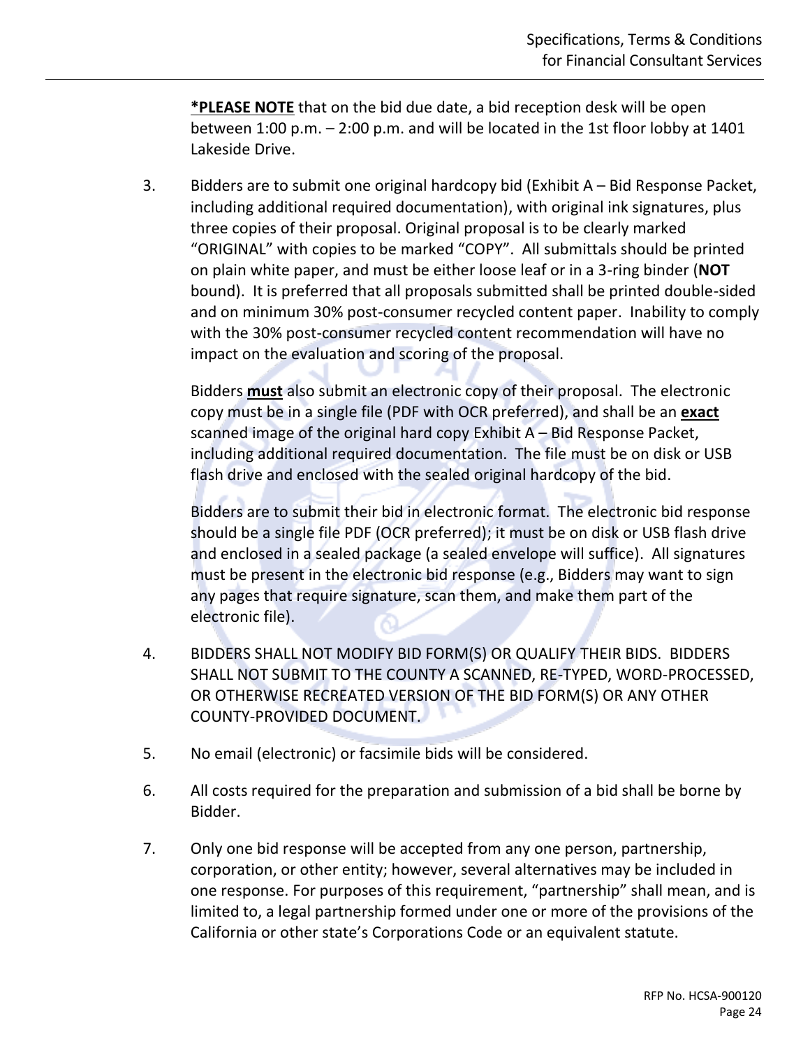**\*PLEASE NOTE** that on the bid due date, a bid reception desk will be open between 1:00 p.m. – 2:00 p.m. and will be located in the 1st floor lobby at 1401 Lakeside Drive.

3. Bidders are to submit one original hardcopy bid (Exhibit A – Bid Response Packet, including additional required documentation), with original ink signatures, plus three copies of their proposal. Original proposal is to be clearly marked "ORIGINAL" with copies to be marked "COPY". All submittals should be printed on plain white paper, and must be either loose leaf or in a 3-ring binder (**NOT** bound). It is preferred that all proposals submitted shall be printed double-sided and on minimum 30% post-consumer recycled content paper. Inability to comply with the 30% post-consumer recycled content recommendation will have no impact on the evaluation and scoring of the proposal.

   Bidders **must** also submit an electronic copy of their proposal. The electronic copy must be in a single file (PDF with OCR preferred), and shall be an **exact** scanned image of the original hard copy Exhibit A – Bid Response Packet, including additional required documentation. The file must be on disk or USB flash drive and enclosed with the sealed original hardcopy of the bid.

   Bidders are to submit their bid in electronic format. The electronic bid response should be a single file PDF (OCR preferred); it must be on disk or USB flash drive and enclosed in a sealed package (a sealed envelope will suffice). All signatures must be present in the electronic bid response (e.g., Bidders may want to sign any pages that require signature, scan them, and make them part of the electronic file).

4. BIDDERS SHALL NOT MODIFY BID FORM(S) OR QUALIFY THEIR BIDS. BIDDERS SHALL NOT SUBMIT TO THE COUNTY A SCANNED, RE-TYPED, WORD-PROCESSED, OR OTHERWISE RECREATED VERSION OF THE BID FORM(S) OR ANY OTHER COUNTY-PROVIDED DOCUMENT.

5. No email (electronic) or facsimile bids will be considered.

6. All costs required for the preparation and submission of a bid shall be borne by Bidder.

7. Only one bid response will be accepted from any one person, partnership, corporation, or other entity; however, several alternatives may be included in one response. For purposes of this requirement, "partnership" shall mean, and is limited to, a legal partnership formed under one or more of the provisions of the California or other state's Corporations Code or an equivalent statute.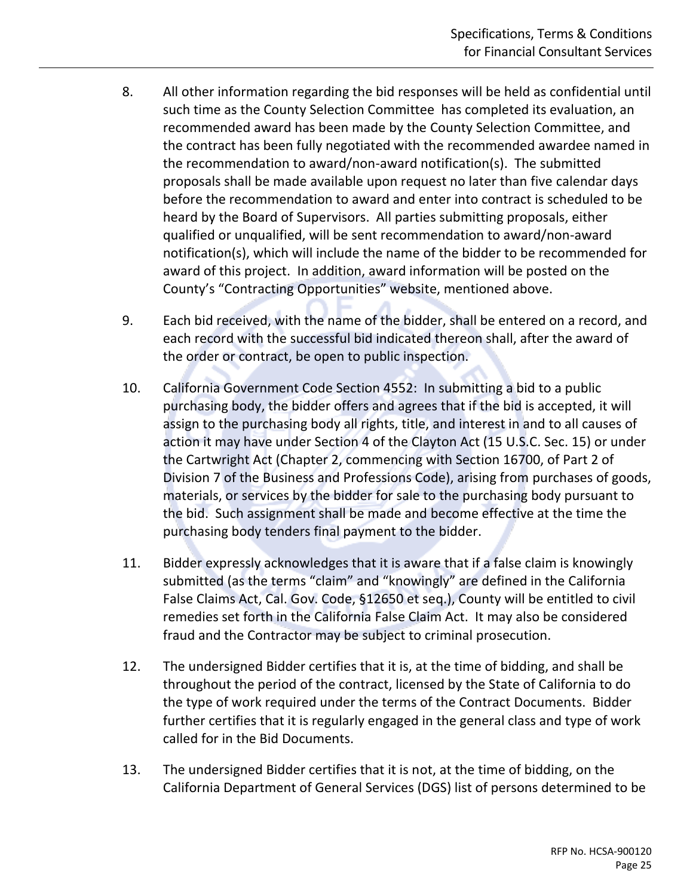8. All other information regarding the bid responses will be held as confidential until such time as the County Selection Committee has completed its evaluation, an recommended award has been made by the County Selection Committee, and the contract has been fully negotiated with the recommended awardee named in the recommendation to award/non-award notification(s). The submitted proposals shall be made available upon request no later than five calendar days before the recommendation to award and enter into contract is scheduled to be heard by the Board of Supervisors. All parties submitting proposals, either qualified or unqualified, will be sent recommendation to award/non-award notification(s), which will include the name of the bidder to be recommended for award of this project. In addition, award information will be posted on the County's "Contracting Opportunities" website, mentioned above.

9. Each bid received, with the name of the bidder, shall be entered on a record, and each record with the successful bid indicated thereon shall, after the award of the order or contract, be open to public inspection.

10. California Government Code Section 4552: In submitting a bid to a public purchasing body, the bidder offers and agrees that if the bid is accepted, it will assign to the purchasing body all rights, title, and interest in and to all causes of action it may have under Section 4 of the Clayton Act (15 U.S.C. Sec. 15) or under the Cartwright Act (Chapter 2, commencing with Section 16700, of Part 2 of Division 7 of the Business and Professions Code), arising from purchases of goods, materials, or services by the bidder for sale to the purchasing body pursuant to the bid. Such assignment shall be made and become effective at the time the purchasing body tenders final payment to the bidder.

11. Bidder expressly acknowledges that it is aware that if a false claim is knowingly submitted (as the terms "claim" and "knowingly" are defined in the California False Claims Act, Cal. Gov. Code, §12650 et seq.), County will be entitled to civil remedies set forth in the California False Claim Act. It may also be considered fraud and the Contractor may be subject to criminal prosecution.

12. The undersigned Bidder certifies that it is, at the time of bidding, and shall be throughout the period of the contract, licensed by the State of California to do the type of work required under the terms of the Contract Documents. Bidder further certifies that it is regularly engaged in the general class and type of work called for in the Bid Documents.

13. The undersigned Bidder certifies that it is not, at the time of bidding, on the California Department of General Services (DGS) list of persons determined to be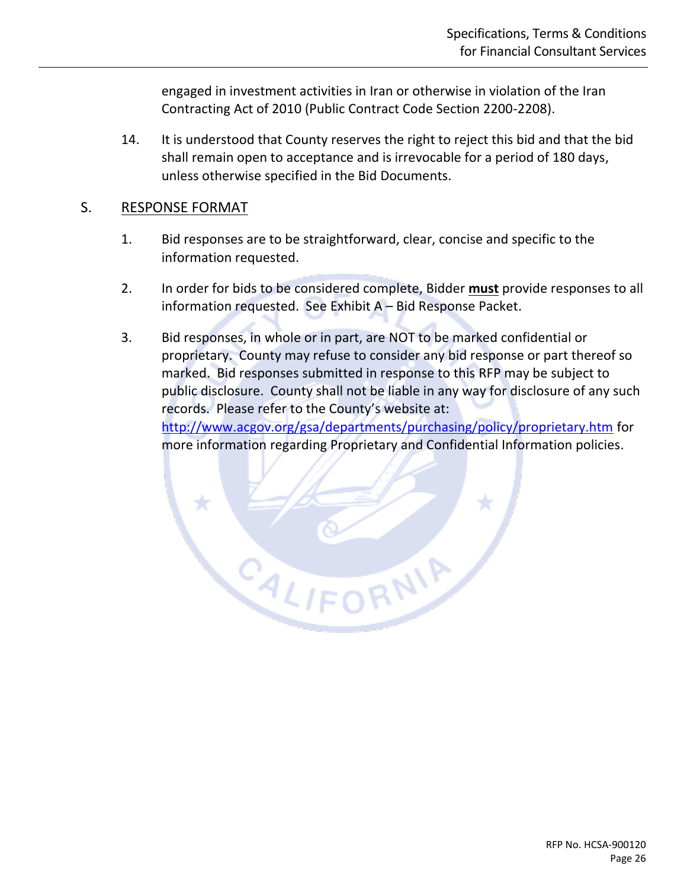engaged in investment activities in Iran or otherwise in violation of the Iran Contracting Act of 2010 (Public Contract Code Section 2200-2208).

14. It is understood that County reserves the right to reject this bid and that the bid shall remain open to acceptance and is irrevocable for a period of 180 days, unless otherwise specified in the Bid Documents.

## S. RESPONSE FORMAT

1. Bid responses are to be straightforward, clear, concise and specific to the information requested.

2. In order for bids to be considered complete, Bidder **must** provide responses to all information requested. See Exhibit A – Bid Response Packet.

3. Bid responses, in whole or in part, are NOT to be marked confidential or proprietary. County may refuse to consider any bid response or part thereof so marked. Bid responses submitted in response to this RFP may be subject to public disclosure. County shall not be liable in any way for disclosure of any such records. Please refer to the County's website at: http://www.acgov.org/gsa/departments/purchasing/policy/proprietary.htm for more information regarding Proprietary and Confidential Information policies.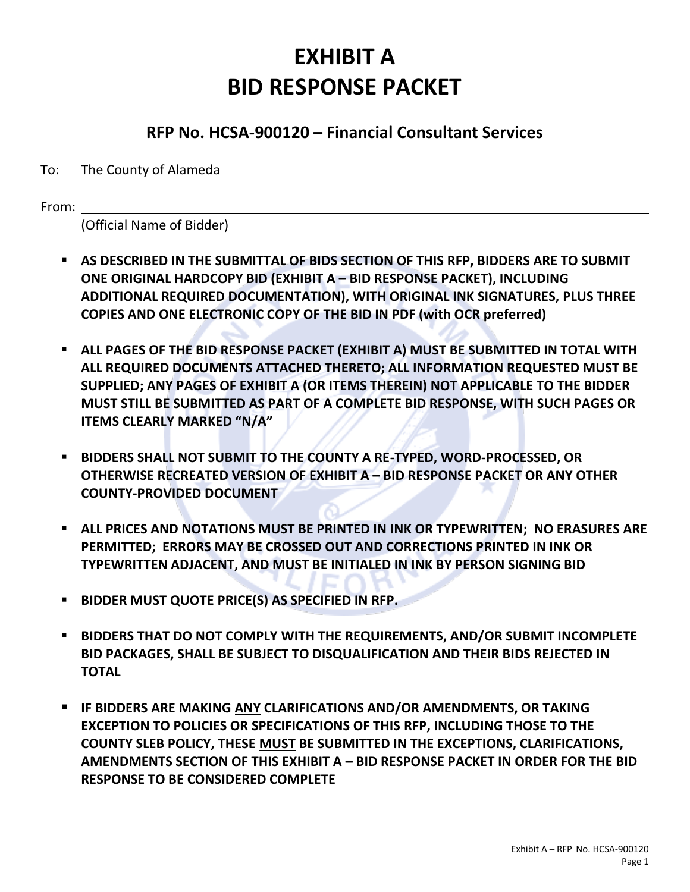# EXHIBIT A
# BID RESPONSE PACKET

## RFP No. HCSA-900120 – Financial Consultant Services

To: The County of Alameda

From: ______________________________________________

(Official Name of Bidder)

- **AS DESCRIBED IN THE SUBMITTAL OF BIDS SECTION OF THIS RFP, BIDDERS ARE TO SUBMIT ONE ORIGINAL HARDCOPY BID (EXHIBIT A – BID RESPONSE PACKET), INCLUDING ADDITIONAL REQUIRED DOCUMENTATION), WITH ORIGINAL INK SIGNATURES, PLUS THREE COPIES AND ONE ELECTRONIC COPY OF THE BID IN PDF (with OCR preferred)**

- **ALL PAGES OF THE BID RESPONSE PACKET (EXHIBIT A) MUST BE SUBMITTED IN TOTAL WITH ALL REQUIRED DOCUMENTS ATTACHED THERETO; ALL INFORMATION REQUESTED MUST BE SUPPLIED; ANY PAGES OF EXHIBIT A (OR ITEMS THEREIN) NOT APPLICABLE TO THE BIDDER MUST STILL BE SUBMITTED AS PART OF A COMPLETE BID RESPONSE, WITH SUCH PAGES OR ITEMS CLEARLY MARKED "N/A"**

- **BIDDERS SHALL NOT SUBMIT TO THE COUNTY A RE-TYPED, WORD-PROCESSED, OR OTHERWISE RECREATED VERSION OF EXHIBIT A – BID RESPONSE PACKET OR ANY OTHER COUNTY-PROVIDED DOCUMENT**

- **ALL PRICES AND NOTATIONS MUST BE PRINTED IN INK OR TYPEWRITTEN; NO ERASURES ARE PERMITTED; ERRORS MAY BE CROSSED OUT AND CORRECTIONS PRINTED IN INK OR TYPEWRITTEN ADJACENT, AND MUST BE INITIALED IN INK BY PERSON SIGNING BID**

- **BIDDER MUST QUOTE PRICE(S) AS SPECIFIED IN RFP.**

- **BIDDERS THAT DO NOT COMPLY WITH THE REQUIREMENTS, AND/OR SUBMIT INCOMPLETE BID PACKAGES, SHALL BE SUBJECT TO DISQUALIFICATION AND THEIR BIDS REJECTED IN TOTAL**

- **IF BIDDERS ARE MAKING <u>ANY</u> CLARIFICATIONS AND/OR AMENDMENTS, OR TAKING EXCEPTION TO POLICIES OR SPECIFICATIONS OF THIS RFP, INCLUDING THOSE TO THE COUNTY SLEB POLICY, THESE <u>MUST</u> BE SUBMITTED IN THE EXCEPTIONS, CLARIFICATIONS, AMENDMENTS SECTION OF THIS EXHIBIT A – BID RESPONSE PACKET IN ORDER FOR THE BID RESPONSE TO BE CONSIDERED COMPLETE**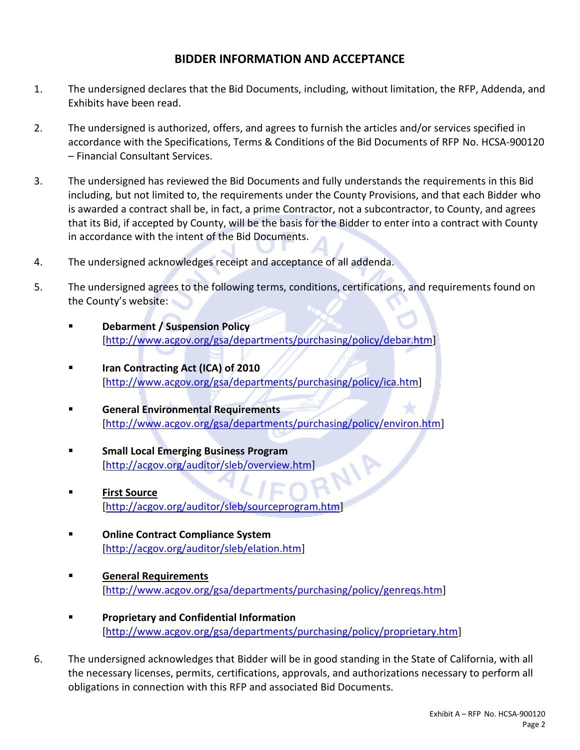## BIDDER INFORMATION AND ACCEPTANCE

1. The undersigned declares that the Bid Documents, including, without limitation, the RFP, Addenda, and Exhibits have been read.

2. The undersigned is authorized, offers, and agrees to furnish the articles and/or services specified in accordance with the Specifications, Terms & Conditions of the Bid Documents of RFP No. HCSA-900120 – Financial Consultant Services.

3. The undersigned has reviewed the Bid Documents and fully understands the requirements in this Bid including, but not limited to, the requirements under the County Provisions, and that each Bidder who is awarded a contract shall be, in fact, a prime Contractor, not a subcontractor, to County, and agrees that its Bid, if accepted by County, will be the basis for the Bidder to enter into a contract with County in accordance with the intent of the Bid Documents.

4. The undersigned acknowledges receipt and acceptance of all addenda.

5. The undersigned agrees to the following terms, conditions, certifications, and requirements found on the County's website:

   - **Debarment / Suspension Policy**
     [http://www.acgov.org/gsa/departments/purchasing/policy/debar.htm]

   - **Iran Contracting Act (ICA) of 2010**
     [http://www.acgov.org/gsa/departments/purchasing/policy/ica.htm]

   - **General Environmental Requirements**
     [http://www.acgov.org/gsa/departments/purchasing/policy/environ.htm]

   - **Small Local Emerging Business Program**
     [http://acgov.org/auditor/sleb/overview.htm]

   - **First Source**
     [http://acgov.org/auditor/sleb/sourceprogram.htm]

   - **Online Contract Compliance System**
     [http://acgov.org/auditor/sleb/elation.htm]

   - **General Requirements**
     [http://www.acgov.org/gsa/departments/purchasing/policy/genreqs.htm]

   - **Proprietary and Confidential Information**
     [http://www.acgov.org/gsa/departments/purchasing/policy/proprietary.htm]

6. The undersigned acknowledges that Bidder will be in good standing in the State of California, with all the necessary licenses, permits, certifications, approvals, and authorizations necessary to perform all obligations in connection with this RFP and associated Bid Documents.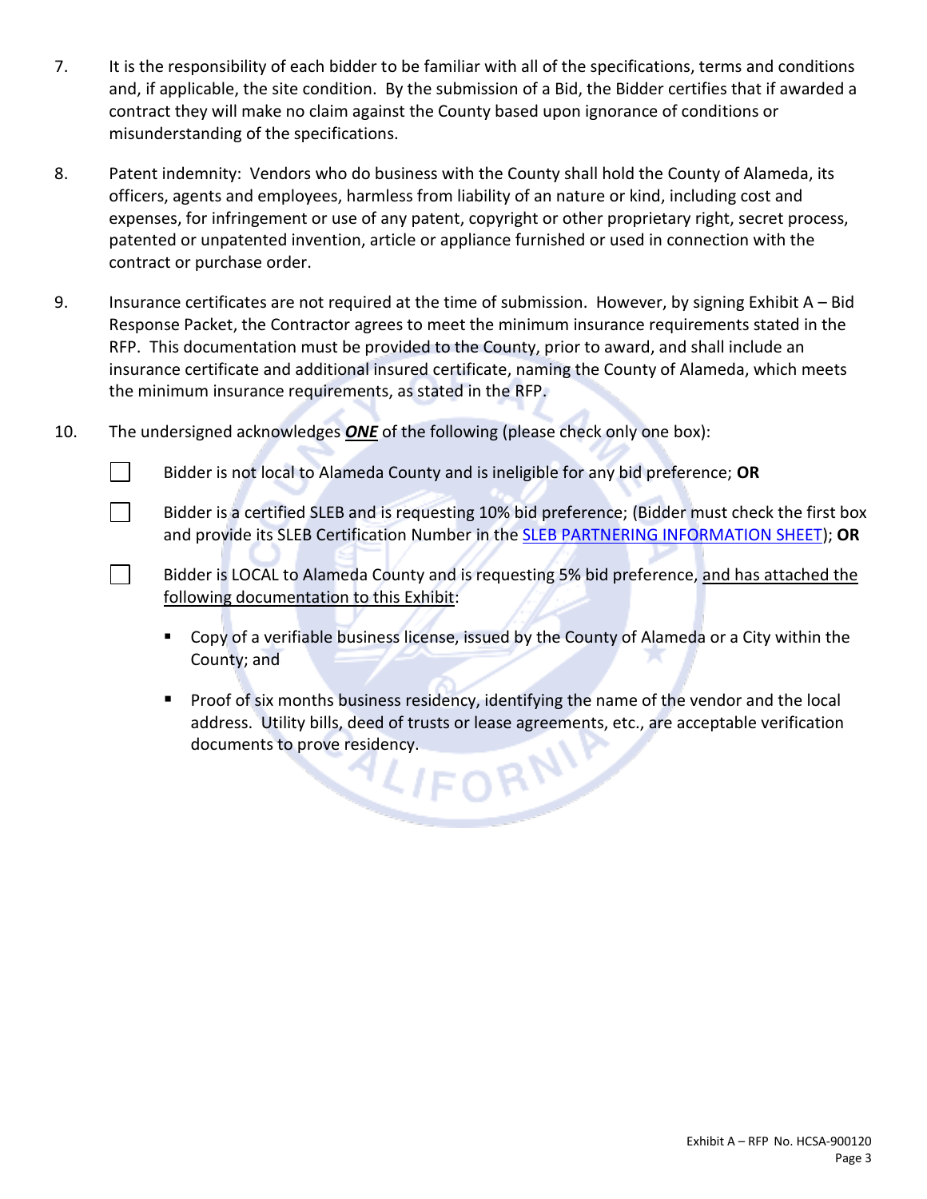7. It is the responsibility of each bidder to be familiar with all of the specifications, terms and conditions and, if applicable, the site condition. By the submission of a Bid, the Bidder certifies that if awarded a contract they will make no claim against the County based upon ignorance of conditions or misunderstanding of the specifications.

8. Patent indemnity: Vendors who do business with the County shall hold the County of Alameda, its officers, agents and employees, harmless from liability of an nature or kind, including cost and expenses, for infringement or use of any patent, copyright or other proprietary right, secret process, patented or unpatented invention, article or appliance furnished or used in connection with the contract or purchase order.

9. Insurance certificates are not required at the time of submission. However, by signing Exhibit A – Bid Response Packet, the Contractor agrees to meet the minimum insurance requirements stated in the RFP. This documentation must be provided to the County, prior to award, and shall include an insurance certificate and additional insured certificate, naming the County of Alameda, which meets the minimum insurance requirements, as stated in the RFP.

10. The undersigned acknowledges ***ONE*** of the following (please check only one box):

   ☐ Bidder is not local to Alameda County and is ineligible for any bid preference; **OR**

   ☐ Bidder is a certified SLEB and is requesting 10% bid preference; (Bidder must check the first box and provide its SLEB Certification Number in the SLEB PARTNERING INFORMATION SHEET); **OR**

   ☐ Bidder is LOCAL to Alameda County and is requesting 5% bid preference, and has attached the following documentation to this Exhibit:

   - Copy of a verifiable business license, issued by the County of Alameda or a City within the County; and
   - Proof of six months business residency, identifying the name of the vendor and the local address. Utility bills, deed of trusts or lease agreements, etc., are acceptable verification documents to prove residency.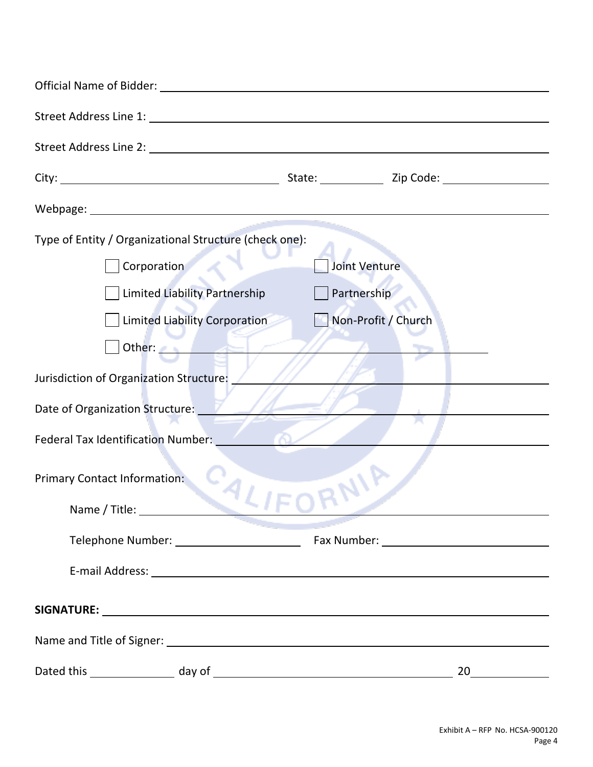Official Name of Bidder: ______________________________

Street Address Line 1: ______________________________

Street Address Line 2: ______________________________

City: ____________________ State: __________ Zip Code: __________

Webpage: ______________________________

Type of Entity / Organizational Structure (check one):

- ☐ Corporation
- ☐ Joint Venture
- ☐ Limited Liability Partnership
- ☐ Partnership
- ☐ Limited Liability Corporation
- ☐ Non-Profit / Church
- ☐ Other: ______________________________

Jurisdiction of Organization Structure: ______________________________

Date of Organization Structure: ______________________________

Federal Tax Identification Number: ______________________________

Primary Contact Information:

Name / Title: ______________________________

Telephone Number: ____________________ Fax Number: ____________________

E-mail Address: ______________________________

**SIGNATURE:** ______________________________

Name and Title of Signer: ______________________________

Dated this __________ day of ____________________ 20______

Exhibit A – RFP No. HCSA-900120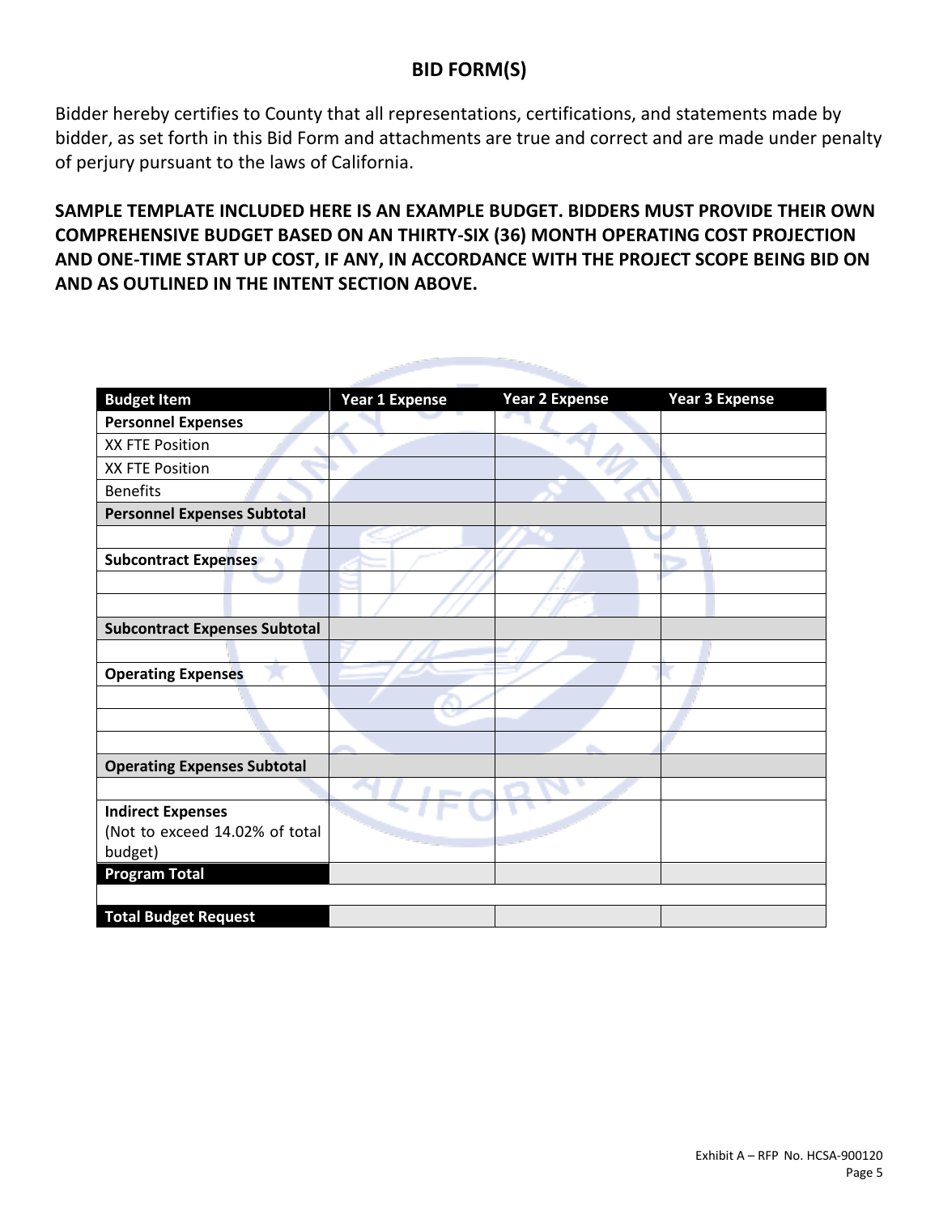## BID FORM(S)

Bidder hereby certifies to County that all representations, certifications, and statements made by bidder, as set forth in this Bid Form and attachments are true and correct and are made under penalty of perjury pursuant to the laws of California.

**SAMPLE TEMPLATE INCLUDED HERE IS AN EXAMPLE BUDGET. BIDDERS MUST PROVIDE THEIR OWN COMPREHENSIVE BUDGET BASED ON AN THIRTY-SIX (36) MONTH OPERATING COST PROJECTION AND ONE-TIME START UP COST, IF ANY, IN ACCORDANCE WITH THE PROJECT SCOPE BEING BID ON AND AS OUTLINED IN THE INTENT SECTION ABOVE.**

| Budget Item | Year 1 Expense | Year 2 Expense | Year 3 Expense |
|---|---|---|---|
| **Personnel Expenses** | | | |
| XX FTE Position | | | |
| XX FTE Position | | | |
| Benefits | | | |
| **Personnel Expenses Subtotal** | | | |
| | | | |
| **Subcontract Expenses** | | | |
| | | | |
| | | | |
| **Subcontract Expenses Subtotal** | | | |
| | | | |
| **Operating Expenses** | | | |
| | | | |
| | | | |
| | | | |
| **Operating Expenses Subtotal** | | | |
| | | | |
| **Indirect Expenses** (Not to exceed 14.02% of total budget) | | | |
| **Program Total** | | | |
| | | | |
| **Total Budget Request** | | | |

Exhibit A – RFP No. HCSA-900120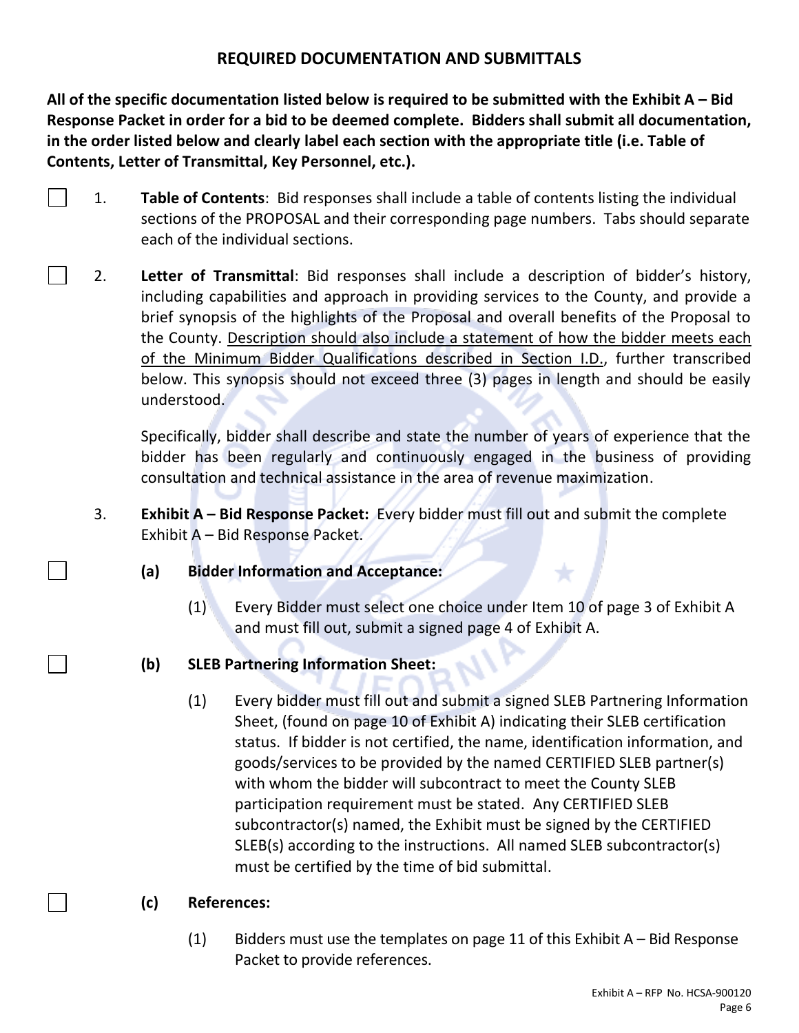## REQUIRED DOCUMENTATION AND SUBMITTALS

**All of the specific documentation listed below is required to be submitted with the Exhibit A – Bid Response Packet in order for a bid to be deemed complete. Bidders shall submit all documentation, in the order listed below and clearly label each section with the appropriate title (i.e. Table of Contents, Letter of Transmittal, Key Personnel, etc.).**

☐ 1. **Table of Contents**: Bid responses shall include a table of contents listing the individual sections of the PROPOSAL and their corresponding page numbers. Tabs should separate each of the individual sections.

☐ 2. **Letter of Transmittal**: Bid responses shall include a description of bidder's history, including capabilities and approach in providing services to the County, and provide a brief synopsis of the highlights of the Proposal and overall benefits of the Proposal to the County. Description should also include a statement of how the bidder meets each of the Minimum Bidder Qualifications described in Section I.D., further transcribed below. This synopsis should not exceed three (3) pages in length and should be easily understood.

Specifically, bidder shall describe and state the number of years of experience that the bidder has been regularly and continuously engaged in the business of providing consultation and technical assistance in the area of revenue maximization.

3. **Exhibit A – Bid Response Packet:** Every bidder must fill out and submit the complete Exhibit A – Bid Response Packet.

☐ **(a) Bidder Information and Acceptance:**

(1) Every Bidder must select one choice under Item 10 of page 3 of Exhibit A and must fill out, submit a signed page 4 of Exhibit A.

☐ **(b) SLEB Partnering Information Sheet:**

(1) Every bidder must fill out and submit a signed SLEB Partnering Information Sheet, (found on page 10 of Exhibit A) indicating their SLEB certification status. If bidder is not certified, the name, identification information, and goods/services to be provided by the named CERTIFIED SLEB partner(s) with whom the bidder will subcontract to meet the County SLEB participation requirement must be stated. Any CERTIFIED SLEB subcontractor(s) named, the Exhibit must be signed by the CERTIFIED SLEB(s) according to the instructions. All named SLEB subcontractor(s) must be certified by the time of bid submittal.

☐ **(c) References:**

(1) Bidders must use the templates on page 11 of this Exhibit A – Bid Response Packet to provide references.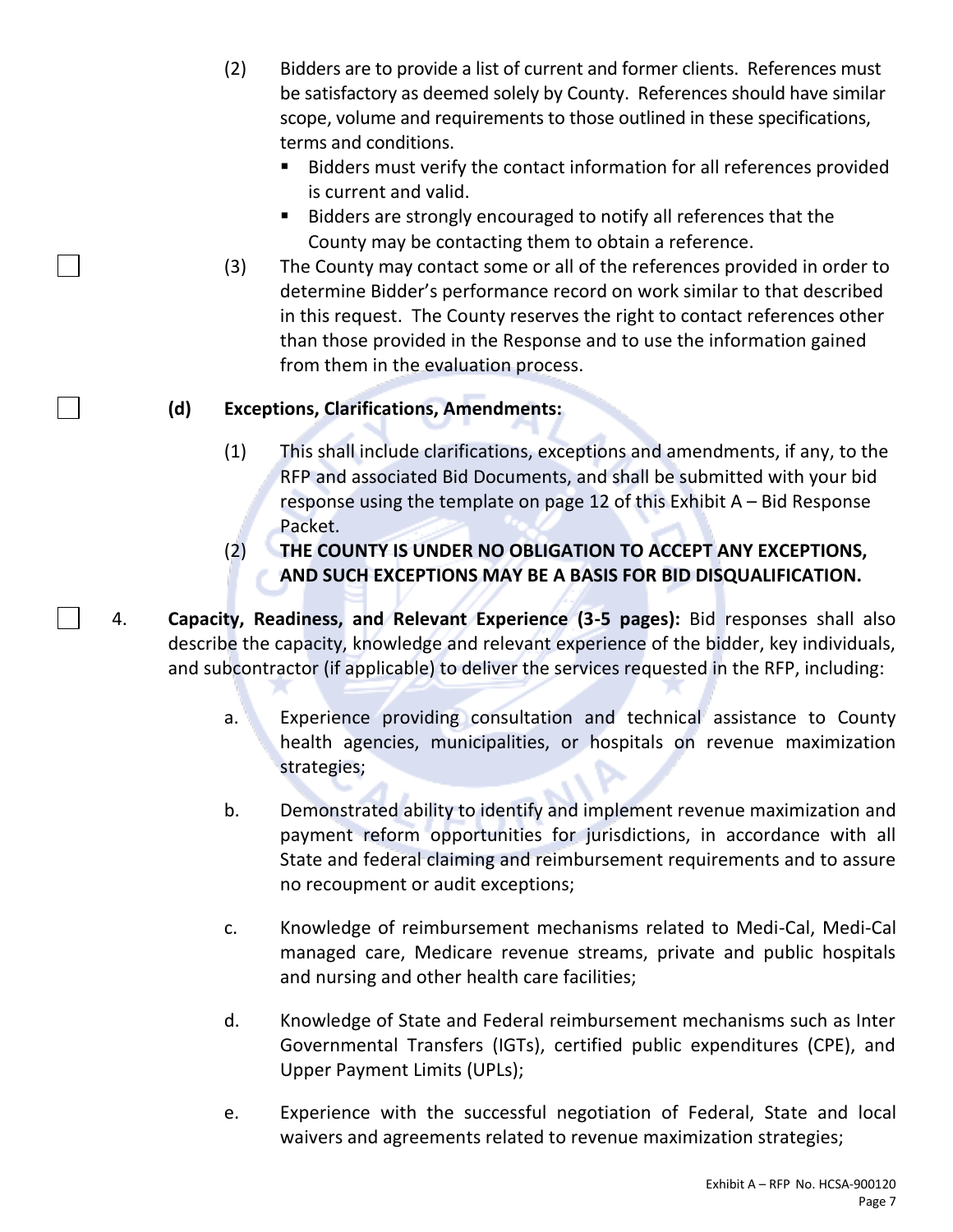(2) Bidders are to provide a list of current and former clients. References must be satisfactory as deemed solely by County. References should have similar scope, volume and requirements to those outlined in these specifications, terms and conditions.

- Bidders must verify the contact information for all references provided is current and valid.
- Bidders are strongly encouraged to notify all references that the County may be contacting them to obtain a reference.

☐ (3) The County may contact some or all of the references provided in order to determine Bidder's performance record on work similar to that described in this request. The County reserves the right to contact references other than those provided in the Response and to use the information gained from them in the evaluation process.

☐ **(d) Exceptions, Clarifications, Amendments:**

(1) This shall include clarifications, exceptions and amendments, if any, to the RFP and associated Bid Documents, and shall be submitted with your bid response using the template on page 12 of this Exhibit A – Bid Response Packet.

(2) **THE COUNTY IS UNDER NO OBLIGATION TO ACCEPT ANY EXCEPTIONS, AND SUCH EXCEPTIONS MAY BE A BASIS FOR BID DISQUALIFICATION.**

☐ 4. **Capacity, Readiness, and Relevant Experience (3-5 pages):** Bid responses shall also describe the capacity, knowledge and relevant experience of the bidder, key individuals, and subcontractor (if applicable) to deliver the services requested in the RFP, including:

a. Experience providing consultation and technical assistance to County health agencies, municipalities, or hospitals on revenue maximization strategies;

b. Demonstrated ability to identify and implement revenue maximization and payment reform opportunities for jurisdictions, in accordance with all State and federal claiming and reimbursement requirements and to assure no recoupment or audit exceptions;

c. Knowledge of reimbursement mechanisms related to Medi-Cal, Medi-Cal managed care, Medicare revenue streams, private and public hospitals and nursing and other health care facilities;

d. Knowledge of State and Federal reimbursement mechanisms such as Inter Governmental Transfers (IGTs), certified public expenditures (CPE), and Upper Payment Limits (UPLs);

e. Experience with the successful negotiation of Federal, State and local waivers and agreements related to revenue maximization strategies;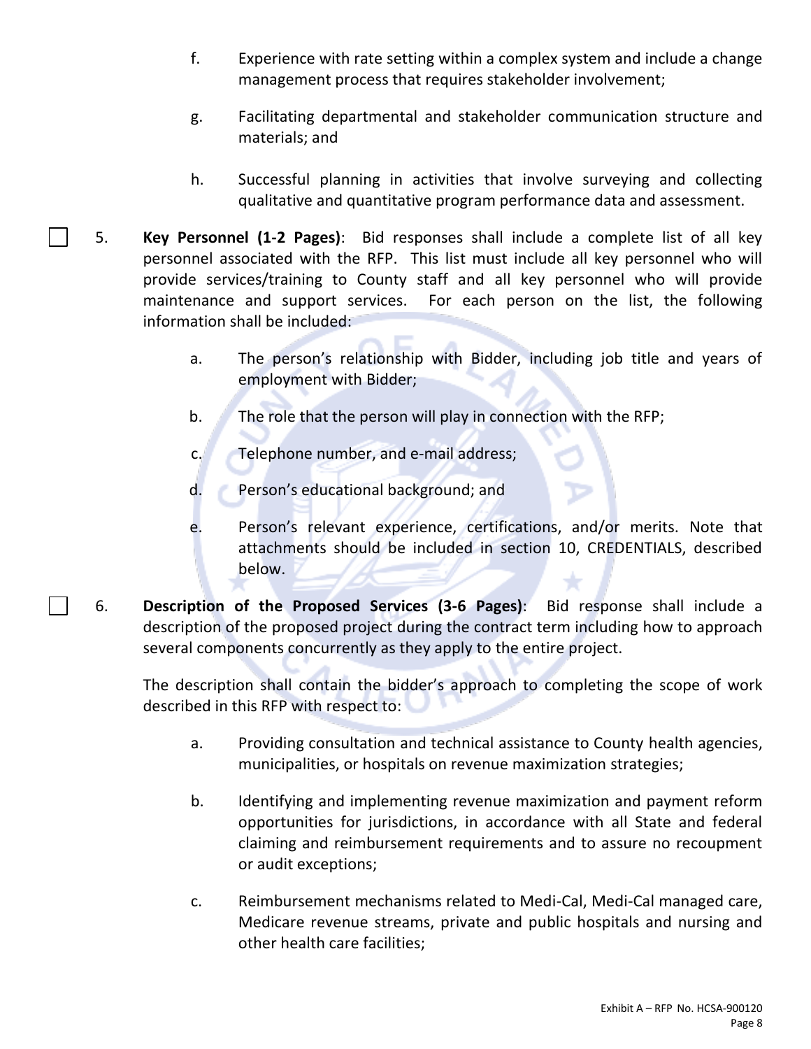f. Experience with rate setting within a complex system and include a change management process that requires stakeholder involvement;

g. Facilitating departmental and stakeholder communication structure and materials; and

h. Successful planning in activities that involve surveying and collecting qualitative and quantitative program performance data and assessment.

☐ 5. **Key Personnel (1-2 Pages)**: Bid responses shall include a complete list of all key personnel associated with the RFP. This list must include all key personnel who will provide services/training to County staff and all key personnel who will provide maintenance and support services. For each person on the list, the following information shall be included:

a. The person's relationship with Bidder, including job title and years of employment with Bidder;

b. The role that the person will play in connection with the RFP;

c. Telephone number, and e-mail address;

d. Person's educational background; and

e. Person's relevant experience, certifications, and/or merits. Note that attachments should be included in section 10, CREDENTIALS, described below.

☐ 6. **Description of the Proposed Services (3-6 Pages)**: Bid response shall include a description of the proposed project during the contract term including how to approach several components concurrently as they apply to the entire project.

The description shall contain the bidder's approach to completing the scope of work described in this RFP with respect to:

a. Providing consultation and technical assistance to County health agencies, municipalities, or hospitals on revenue maximization strategies;

b. Identifying and implementing revenue maximization and payment reform opportunities for jurisdictions, in accordance with all State and federal claiming and reimbursement requirements and to assure no recoupment or audit exceptions;

c. Reimbursement mechanisms related to Medi-Cal, Medi-Cal managed care, Medicare revenue streams, private and public hospitals and nursing and other health care facilities;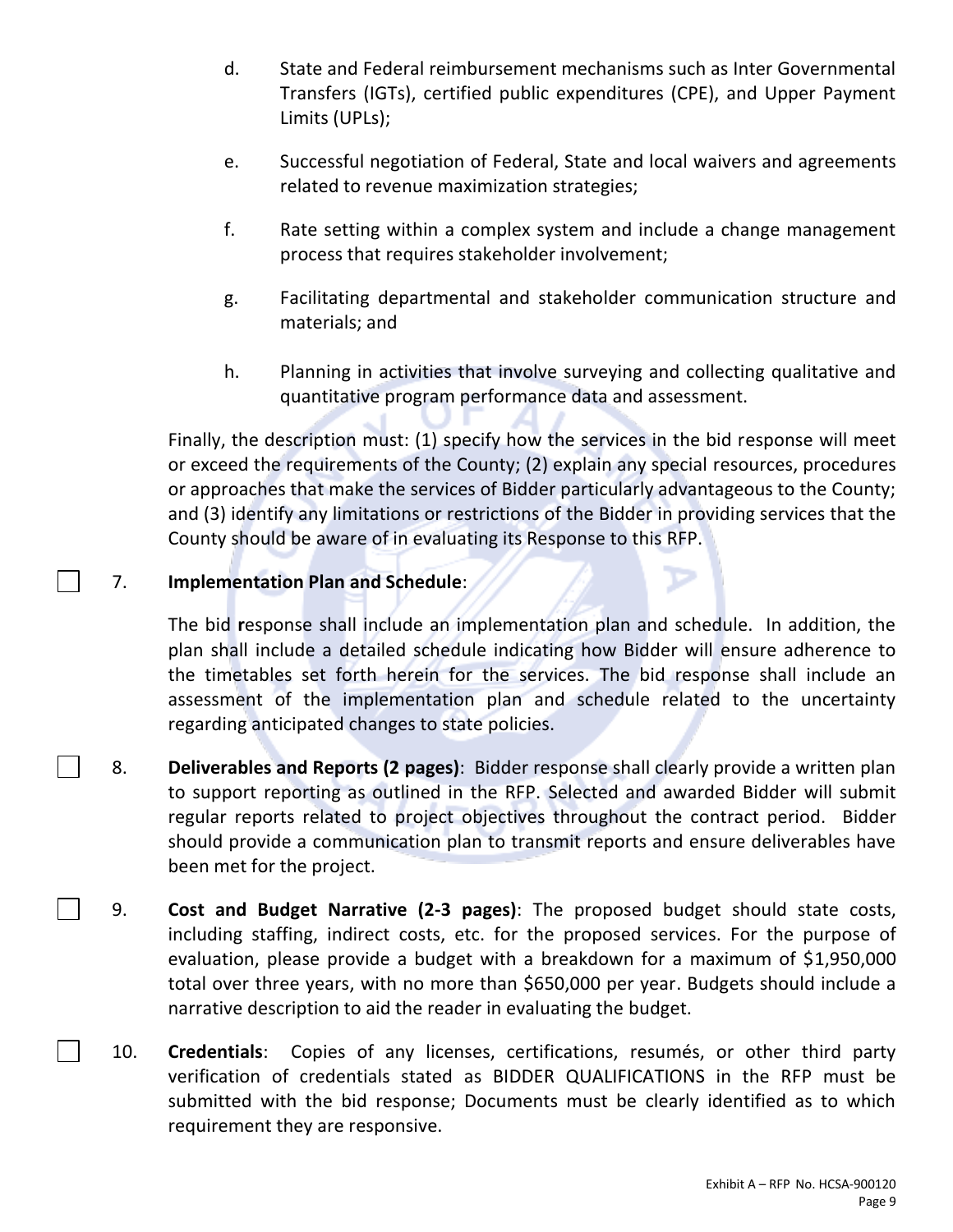d. State and Federal reimbursement mechanisms such as Inter Governmental Transfers (IGTs), certified public expenditures (CPE), and Upper Payment Limits (UPLs);

e. Successful negotiation of Federal, State and local waivers and agreements related to revenue maximization strategies;

f. Rate setting within a complex system and include a change management process that requires stakeholder involvement;

g. Facilitating departmental and stakeholder communication structure and materials; and

h. Planning in activities that involve surveying and collecting qualitative and quantitative program performance data and assessment.

Finally, the description must: (1) specify how the services in the bid response will meet or exceed the requirements of the County; (2) explain any special resources, procedures or approaches that make the services of Bidder particularly advantageous to the County; and (3) identify any limitations or restrictions of the Bidder in providing services that the County should be aware of in evaluating its Response to this RFP.

☐ 7. **Implementation Plan and Schedule**:

The bid response shall include an implementation plan and schedule. In addition, the plan shall include a detailed schedule indicating how Bidder will ensure adherence to the timetables set forth herein for the services. The bid response shall include an assessment of the implementation plan and schedule related to the uncertainty regarding anticipated changes to state policies.

☐ 8. **Deliverables and Reports (2 pages)**: Bidder response shall clearly provide a written plan to support reporting as outlined in the RFP. Selected and awarded Bidder will submit regular reports related to project objectives throughout the contract period. Bidder should provide a communication plan to transmit reports and ensure deliverables have been met for the project.

☐ 9. **Cost and Budget Narrative (2-3 pages)**: The proposed budget should state costs, including staffing, indirect costs, etc. for the proposed services. For the purpose of evaluation, please provide a budget with a breakdown for a maximum of $1,950,000 total over three years, with no more than $650,000 per year. Budgets should include a narrative description to aid the reader in evaluating the budget.

☐ 10. **Credentials**: Copies of any licenses, certifications, resumés, or other third party verification of credentials stated as BIDDER QUALIFICATIONS in the RFP must be submitted with the bid response; Documents must be clearly identified as to which requirement they are responsive.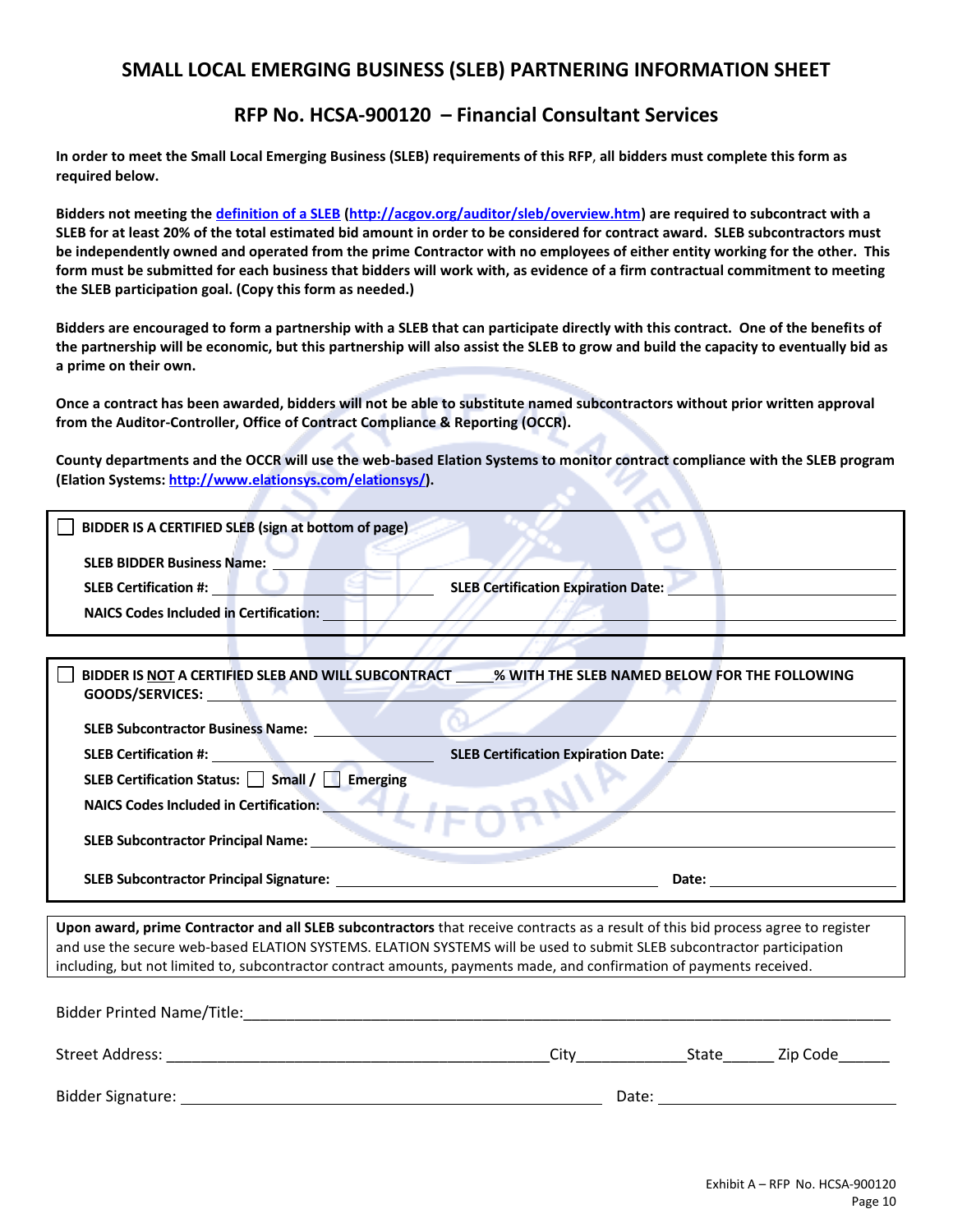# SMALL LOCAL EMERGING BUSINESS (SLEB) PARTNERING INFORMATION SHEET

## RFP No. HCSA-900120 – Financial Consultant Services

**In order to meet the Small Local Emerging Business (SLEB) requirements of this RFP, all bidders must complete this form as required below.**

**Bidders not meeting the [definition of a SLEB](http://acgov.org/auditor/sleb/overview.htm) (http://acgov.org/auditor/sleb/overview.htm) are required to subcontract with a SLEB for at least 20% of the total estimated bid amount in order to be considered for contract award. SLEB subcontractors must be independently owned and operated from the prime Contractor with no employees of either entity working for the other. This form must be submitted for each business that bidders will work with, as evidence of a firm contractual commitment to meeting the SLEB participation goal. (Copy this form as needed.)**

**Bidders are encouraged to form a partnership with a SLEB that can participate directly with this contract. One of the benefits of the partnership will be economic, but this partnership will also assist the SLEB to grow and build the capacity to eventually bid as a prime on their own.**

**Once a contract has been awarded, bidders will not be able to substitute named subcontractors without prior written approval from the Auditor-Controller, Office of Contract Compliance & Reporting (OCCR).**

**County departments and the OCCR will use the web-based Elation Systems to monitor contract compliance with the SLEB program (Elation Systems: http://www.elationsys.com/elationsys/).**

---

☐ **BIDDER IS A CERTIFIED SLEB (sign at bottom of page)**

**SLEB BIDDER Business Name:** ______________________________

**SLEB Certification #:** ____________________ **SLEB Certification Expiration Date:** ____________________

**NAICS Codes Included in Certification:** ______________________________

---

☐ **BIDDER IS NOT A CERTIFIED SLEB AND WILL SUBCONTRACT _____% WITH THE SLEB NAMED BELOW FOR THE FOLLOWING GOODS/SERVICES:** ______________________________

**SLEB Subcontractor Business Name:** ______________________________

**SLEB Certification #:** ____________________ **SLEB Certification Expiration Date:** ____________________

**SLEB Certification Status:** ☐ **Small** / ☐ **Emerging**

**NAICS Codes Included in Certification:** ______________________________

**SLEB Subcontractor Principal Name:** ______________________________

**SLEB Subcontractor Principal Signature:** ______________________________ **Date:** ____________________

---

**Upon award, prime Contractor and all SLEB subcontractors** that receive contracts as a result of this bid process agree to register and use the secure web-based ELATION SYSTEMS. ELATION SYSTEMS will be used to submit SLEB subcontractor participation including, but not limited to, subcontractor contract amounts, payments made, and confirmation of payments received.

---

Bidder Printed Name/Title: ______________________________

Street Address: ______________________________ City____________ State______ Zip Code______

Bidder Signature: ______________________________ Date: ____________________

Exhibit A – RFP No. HCSA-900120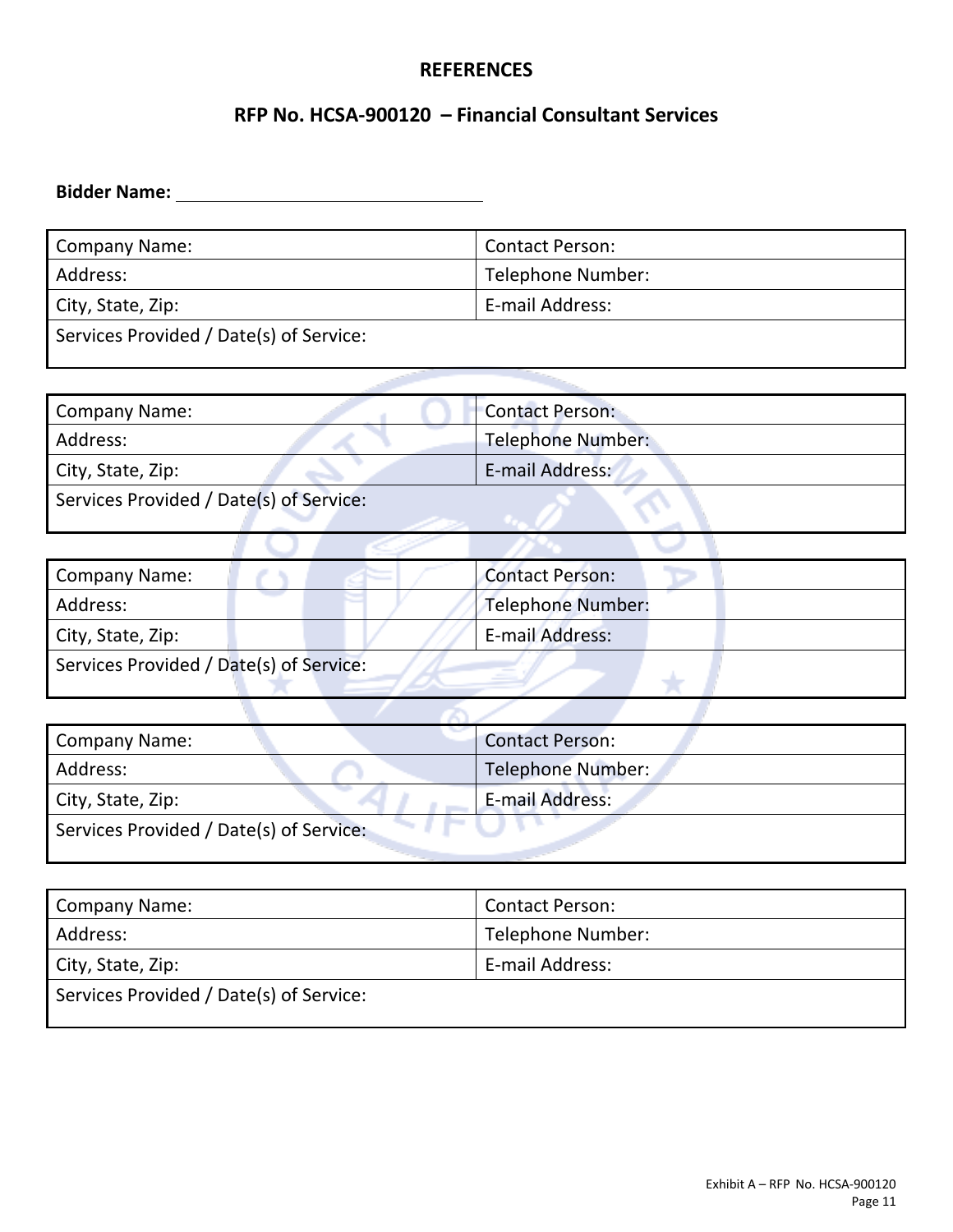## REFERENCES

## RFP No. HCSA-900120 – Financial Consultant Services

**Bidder Name:** ____________________________

| Company Name: | Contact Person: |
|---|---|
| Address: | Telephone Number: |
| City, State, Zip: | E-mail Address: |
| Services Provided / Date(s) of Service: | |

| Company Name: | Contact Person: |
|---|---|
| Address: | Telephone Number: |
| City, State, Zip: | E-mail Address: |
| Services Provided / Date(s) of Service: | |

| Company Name: | Contact Person: |
|---|---|
| Address: | Telephone Number: |
| City, State, Zip: | E-mail Address: |
| Services Provided / Date(s) of Service: | |

| Company Name: | Contact Person: |
|---|---|
| Address: | Telephone Number: |
| City, State, Zip: | E-mail Address: |
| Services Provided / Date(s) of Service: | |

| Company Name: | Contact Person: |
|---|---|
| Address: | Telephone Number: |
| City, State, Zip: | E-mail Address: |
| Services Provided / Date(s) of Service: | |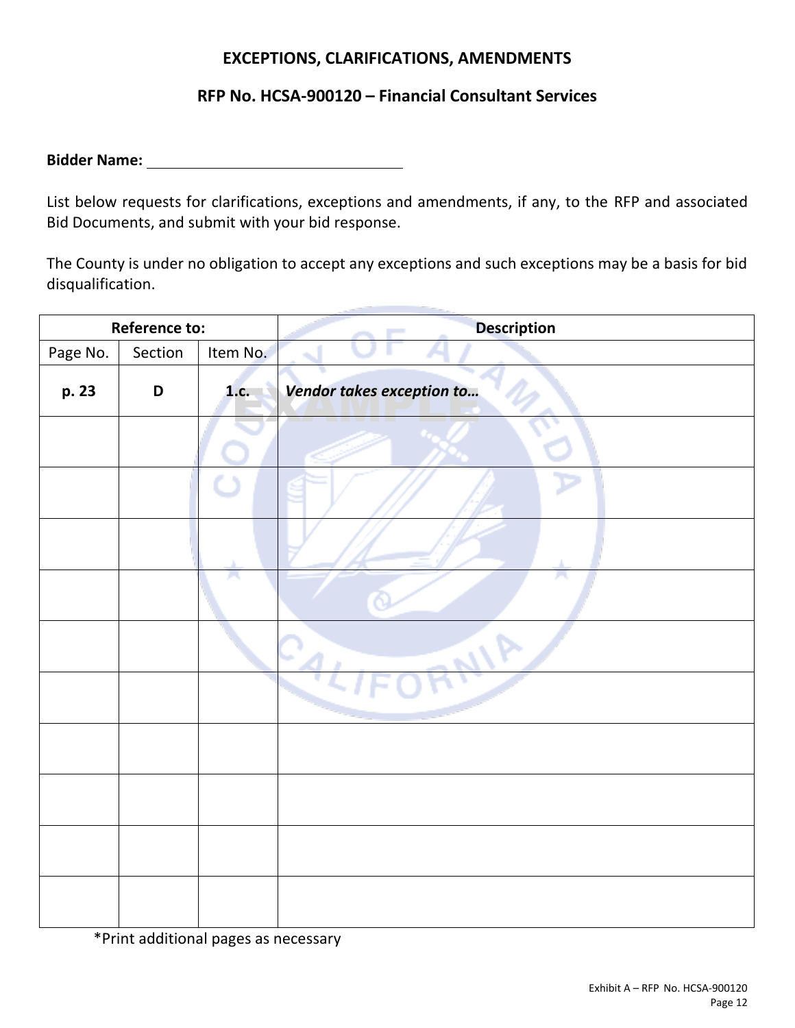# EXCEPTIONS, CLARIFICATIONS, AMENDMENTS

## RFP No. HCSA-900120 – Financial Consultant Services

**Bidder Name:** ______________________________

List below requests for clarifications, exceptions and amendments, if any, to the RFP and associated Bid Documents, and submit with your bid response.

The County is under no obligation to accept any exceptions and such exceptions may be a basis for bid disqualification.

| Reference to: | | | Description |
|---|---|---|---|
| Page No. | Section | Item No. | |
| **p. 23** | **D** | **1.c.** | ***Vendor takes exception to…*** EXAMPLE |
| | | | |
| | | | |
| | | | |
| | | | |
| | | | |
| | | | |
| | | | |
| | | | |
| | | | |
| | | | |

*Print additional pages as necessary

Exhibit A – RFP No. HCSA-900120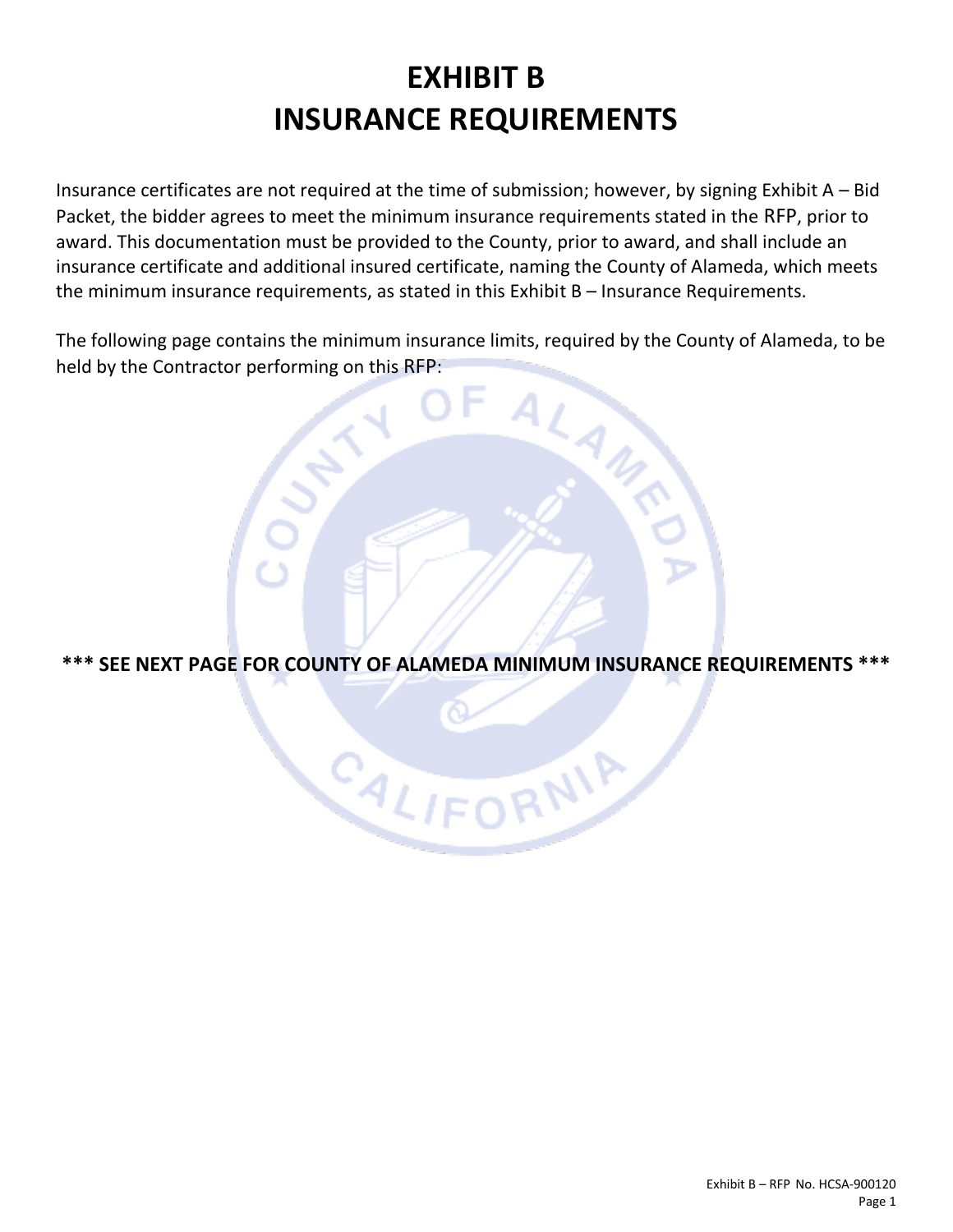# EXHIBIT B
# INSURANCE REQUIREMENTS

Insurance certificates are not required at the time of submission; however, by signing Exhibit A – Bid Packet, the bidder agrees to meet the minimum insurance requirements stated in the RFP, prior to award. This documentation must be provided to the County, prior to award, and shall include an insurance certificate and additional insured certificate, naming the County of Alameda, which meets the minimum insurance requirements, as stated in this Exhibit B – Insurance Requirements.

The following page contains the minimum insurance limits, required by the County of Alameda, to be held by the Contractor performing on this RFP:

**\*\*\* SEE NEXT PAGE FOR COUNTY OF ALAMEDA MINIMUM INSURANCE REQUIREMENTS \*\*\***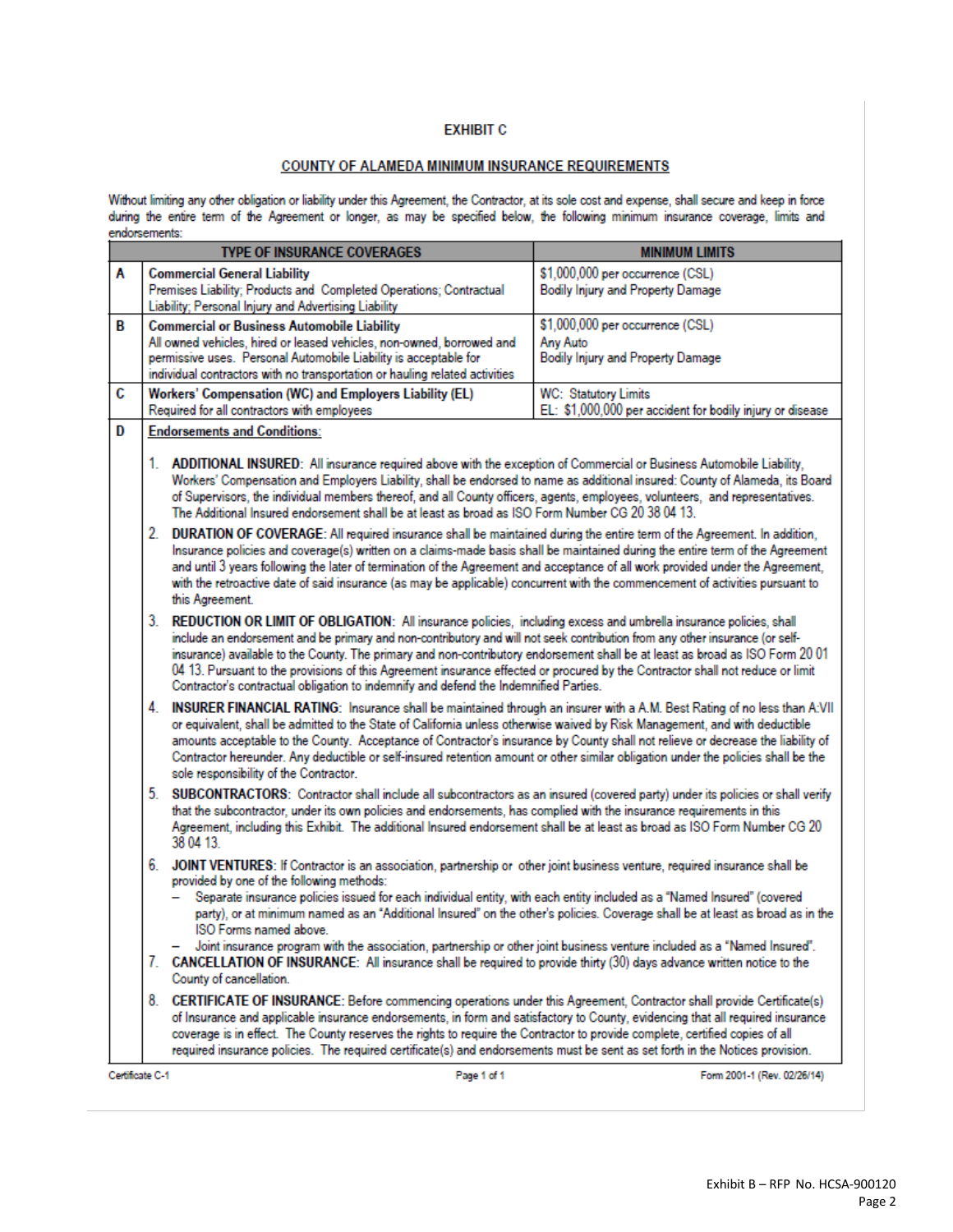**EXHIBIT C**

**COUNTY OF ALAMEDA MINIMUM INSURANCE REQUIREMENTS**

Without limiting any other obligation or liability under this Agreement, the Contractor, at its sole cost and expense, shall secure and keep in force during the entire term of the Agreement or longer, as may be specified below, the following minimum insurance coverage, limits and endorsements:

| | TYPE OF INSURANCE COVERAGES | MINIMUM LIMITS |
|---|---|---|
| A | **Commercial General Liability**<br>Premises Liability; Products and Completed Operations; Contractual Liability; Personal Injury and Advertising Liability | $1,000,000 per occurrence (CSL)<br>Bodily Injury and Property Damage |
| B | **Commercial or Business Automobile Liability**<br>All owned vehicles, hired or leased vehicles, non-owned, borrowed and permissive uses. Personal Automobile Liability is acceptable for individual contractors with no transportation or hauling related activities | $1,000,000 per occurrence (CSL)<br>Any Auto<br>Bodily Injury and Property Damage |
| C | **Workers' Compensation (WC) and Employers Liability (EL)**<br>Required for all contractors with employees | WC: Statutory Limits<br>EL: $1,000,000 per accident for bodily injury or disease |
| D | **Endorsements and Conditions:** | |

1. **ADDITIONAL INSURED:** All insurance required above with the exception of Commercial or Business Automobile Liability, Workers' Compensation and Employers Liability, shall be endorsed to name as additional insured: County of Alameda, its Board of Supervisors, the individual members thereof, and all County officers, agents, employees, volunteers, and representatives. The Additional Insured endorsement shall be at least as broad as ISO Form Number CG 20 38 04 13.
2. **DURATION OF COVERAGE:** All required insurance shall be maintained during the entire term of the Agreement. In addition, Insurance policies and coverage(s) written on a claims-made basis shall be maintained during the entire term of the Agreement and until 3 years following the later of termination of the Agreement and acceptance of all work provided under the Agreement, with the retroactive date of said insurance (as may be applicable) concurrent with the commencement of activities pursuant to this Agreement.
3. **REDUCTION OR LIMIT OF OBLIGATION:** All insurance policies, including excess and umbrella insurance policies, shall include an endorsement and be primary and non-contributory and will not seek contribution from any other insurance (or self-insurance) available to the County. The primary and non-contributory endorsement shall be at least as broad as ISO Form 20 01 04 13. Pursuant to the provisions of this Agreement insurance effected or procured by the Contractor shall not reduce or limit Contractor's contractual obligation to indemnify and defend the Indemnified Parties.
4. **INSURER FINANCIAL RATING:** Insurance shall be maintained through an insurer with a A.M. Best Rating of no less than A:VII or equivalent, shall be admitted to the State of California unless otherwise waived by Risk Management, and with deductible amounts acceptable to the County. Acceptance of Contractor's insurance by County shall not relieve or decrease the liability of Contractor hereunder. Any deductible or self-insured retention amount or other similar obligation under the policies shall be the sole responsibility of the Contractor.
5. **SUBCONTRACTORS:** Contractor shall include all subcontractors as an insured (covered party) under its policies or shall verify that the subcontractor, under its own policies and endorsements, has complied with the insurance requirements in this Agreement, including this Exhibit. The additional Insured endorsement shall be at least as broad as ISO Form Number CG 20 38 04 13.
6. **JOINT VENTURES:** If Contractor is an association, partnership or other joint business venture, required insurance shall be provided by one of the following methods:
   - Separate insurance policies issued for each individual entity, with each entity included as a "Named Insured" (covered party), or at minimum named as an "Additional Insured" on the other's policies. Coverage shall be at least as broad as in the ISO Forms named above.
   - Joint insurance program with the association, partnership or other joint business venture included as a "Named Insured".
7. **CANCELLATION OF INSURANCE:** All insurance shall be required to provide thirty (30) days advance written notice to the County of cancellation.
8. **CERTIFICATE OF INSURANCE:** Before commencing operations under this Agreement, Contractor shall provide Certificate(s) of Insurance and applicable insurance endorsements, in form and satisfactory to County, evidencing that all required insurance coverage is in effect. The County reserves the rights to require the Contractor to provide complete, certified copies of all required insurance policies. The required certificate(s) and endorsements must be sent as set forth in the Notices provision.

Certificate C-1

Form 2001-1 (Rev. 02/26/14)